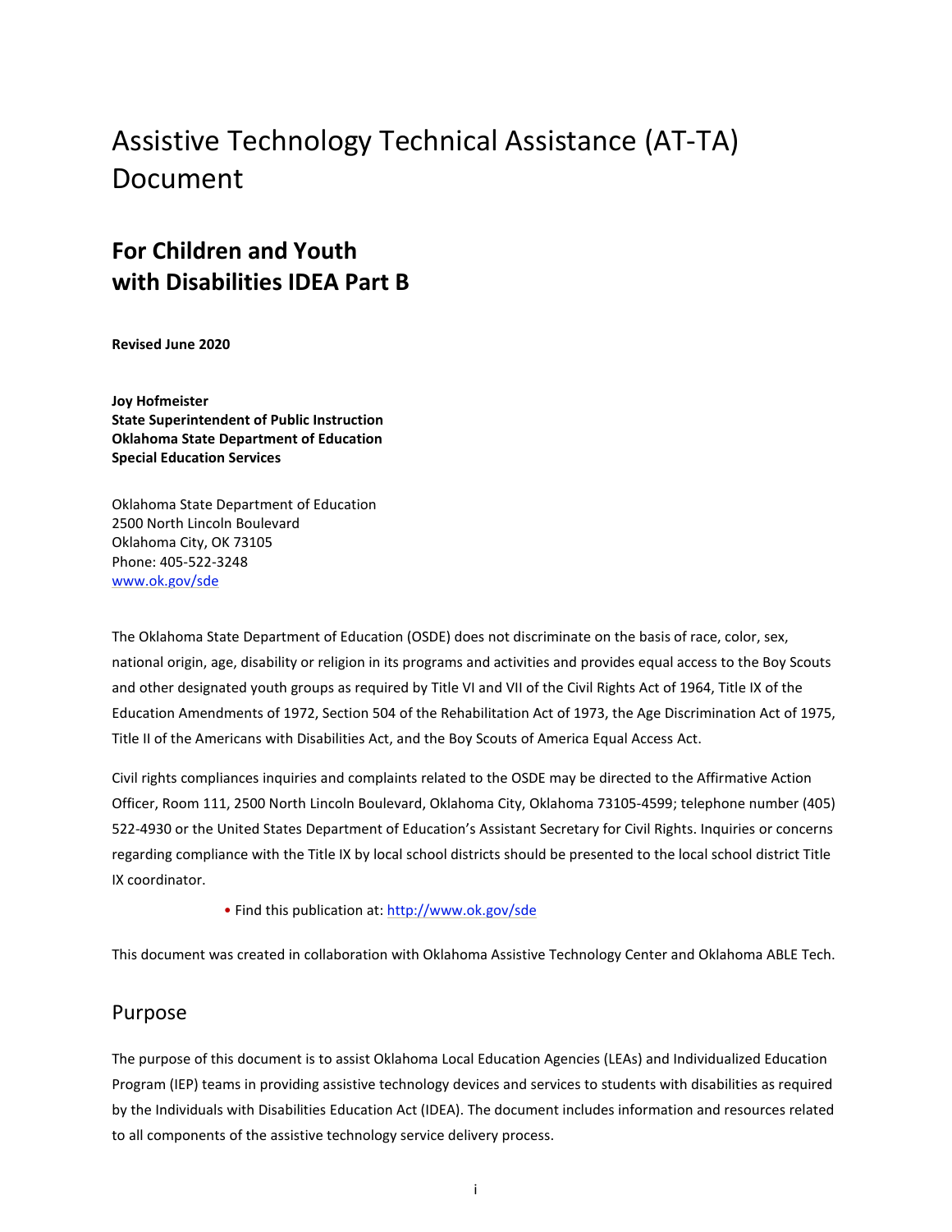# Assistive Technology Technical Assistance (AT-TA) Document

## For Children and Youth with Disabilities IDEA Part B

**Revised June 2020**

**Joy Hofmeister**
**State Superintendent of Public Instruction**
**Oklahoma State Department of Education**
**Special Education Services**

Oklahoma State Department of Education
2500 North Lincoln Boulevard
Oklahoma City, OK 73105
Phone: 405-522-3248
www.ok.gov/sde

The Oklahoma State Department of Education (OSDE) does not discriminate on the basis of race, color, sex, national origin, age, disability or religion in its programs and activities and provides equal access to the Boy Scouts and other designated youth groups as required by Title VI and VII of the Civil Rights Act of 1964, Title IX of the Education Amendments of 1972, Section 504 of the Rehabilitation Act of 1973, the Age Discrimination Act of 1975, Title II of the Americans with Disabilities Act, and the Boy Scouts of America Equal Access Act.

Civil rights compliances inquiries and complaints related to the OSDE may be directed to the Affirmative Action Officer, Room 111, 2500 North Lincoln Boulevard, Oklahoma City, Oklahoma 73105-4599; telephone number (405) 522-4930 or the United States Department of Education's Assistant Secretary for Civil Rights. Inquiries or concerns regarding compliance with the Title IX by local school districts should be presented to the local school district Title IX coordinator.

- Find this publication at: http://www.ok.gov/sde

This document was created in collaboration with Oklahoma Assistive Technology Center and Oklahoma ABLE Tech.

## Purpose

The purpose of this document is to assist Oklahoma Local Education Agencies (LEAs) and Individualized Education Program (IEP) teams in providing assistive technology devices and services to students with disabilities as required by the Individuals with Disabilities Education Act (IDEA). The document includes information and resources related to all components of the assistive technology service delivery process.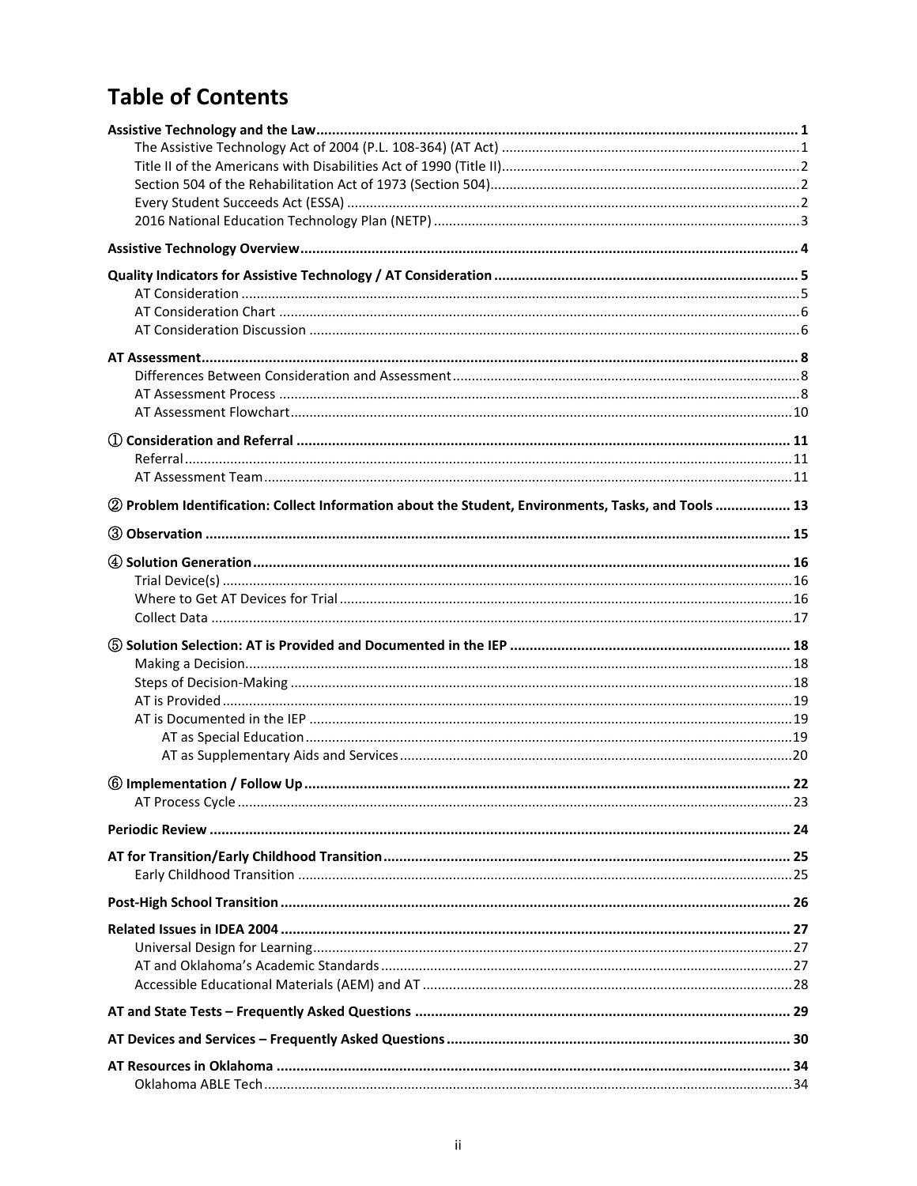# Table of Contents

**Assistive Technology and the Law** ........ 1
- The Assistive Technology Act of 2004 (P.L. 108-364) (AT Act) ........ 1
- Title II of the Americans with Disabilities Act of 1990 (Title II) ........ 2
- Section 504 of the Rehabilitation Act of 1973 (Section 504) ........ 2
- Every Student Succeeds Act (ESSA) ........ 2
- 2016 National Education Technology Plan (NETP) ........ 3

**Assistive Technology Overview** ........ 4

**Quality Indicators for Assistive Technology / AT Consideration** ........ 5
- AT Consideration ........ 5
- AT Consideration Chart ........ 6
- AT Consideration Discussion ........ 6

**AT Assessment** ........ 8
- Differences Between Consideration and Assessment ........ 8
- AT Assessment Process ........ 8
- AT Assessment Flowchart ........ 10

**① Consideration and Referral** ........ 11
- Referral ........ 11
- AT Assessment Team ........ 11

**② Problem Identification: Collect Information about the Student, Environments, Tasks, and Tools** ........ 13

**③ Observation** ........ 15

**④ Solution Generation** ........ 16
- Trial Device(s) ........ 16
- Where to Get AT Devices for Trial ........ 16
- Collect Data ........ 17

**⑤ Solution Selection: AT is Provided and Documented in the IEP** ........ 18
- Making a Decision ........ 18
- Steps of Decision-Making ........ 18
- AT is Provided ........ 19
- AT is Documented in the IEP ........ 19
  - AT as Special Education ........ 19
  - AT as Supplementary Aids and Services ........ 20

**⑥ Implementation / Follow Up** ........ 22
- AT Process Cycle ........ 23

**Periodic Review** ........ 24

**AT for Transition/Early Childhood Transition** ........ 25
- Early Childhood Transition ........ 25

**Post-High School Transition** ........ 26

**Related Issues in IDEA 2004** ........ 27
- Universal Design for Learning ........ 27
- AT and Oklahoma's Academic Standards ........ 27
- Accessible Educational Materials (AEM) and AT ........ 28

**AT and State Tests – Frequently Asked Questions** ........ 29

**AT Devices and Services – Frequently Asked Questions** ........ 30

**AT Resources in Oklahoma** ........ 34
- Oklahoma ABLE Tech ........ 34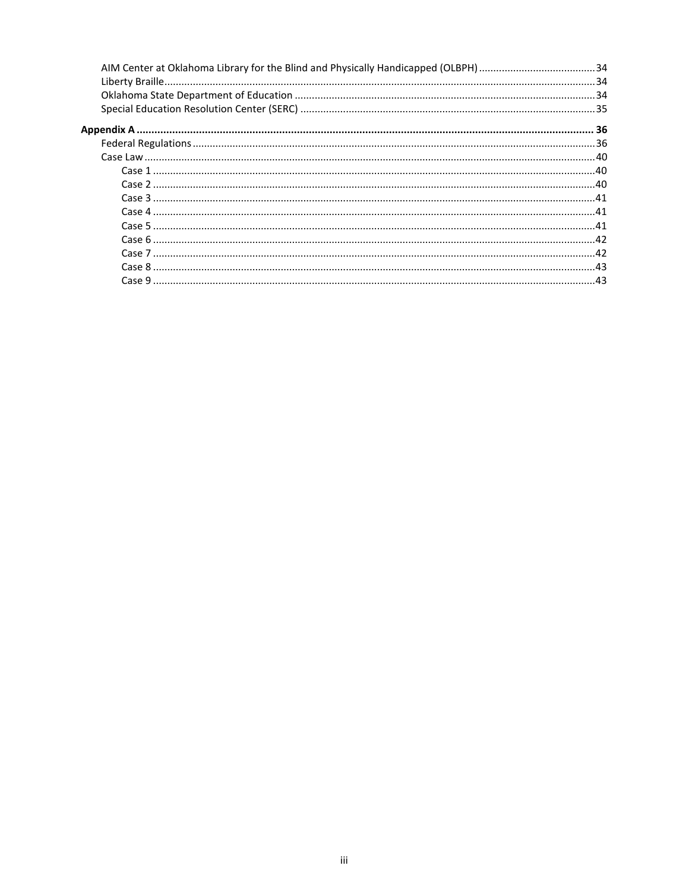AIM Center at Oklahoma Library for the Blind and Physically Handicapped (OLBPH) ........................................ 34
Liberty Braille ........................................................................................................................................ 34
Oklahoma State Department of Education ........................................................................................... 34
Special Education Resolution Center (SERC) ........................................................................................ 35

**Appendix A ........................................................................................................................................... 36**

Federal Regulations ................................................................................................................................. 36
Case Law .................................................................................................................................................. 40
Case 1 ................................................................................................................................................... 40
Case 2 ................................................................................................................................................... 40
Case 3 ................................................................................................................................................... 41
Case 4 ................................................................................................................................................... 41
Case 5 ................................................................................................................................................... 41
Case 6 ................................................................................................................................................... 42
Case 7 ................................................................................................................................................... 42
Case 8 ................................................................................................................................................... 43
Case 9 ................................................................................................................................................... 43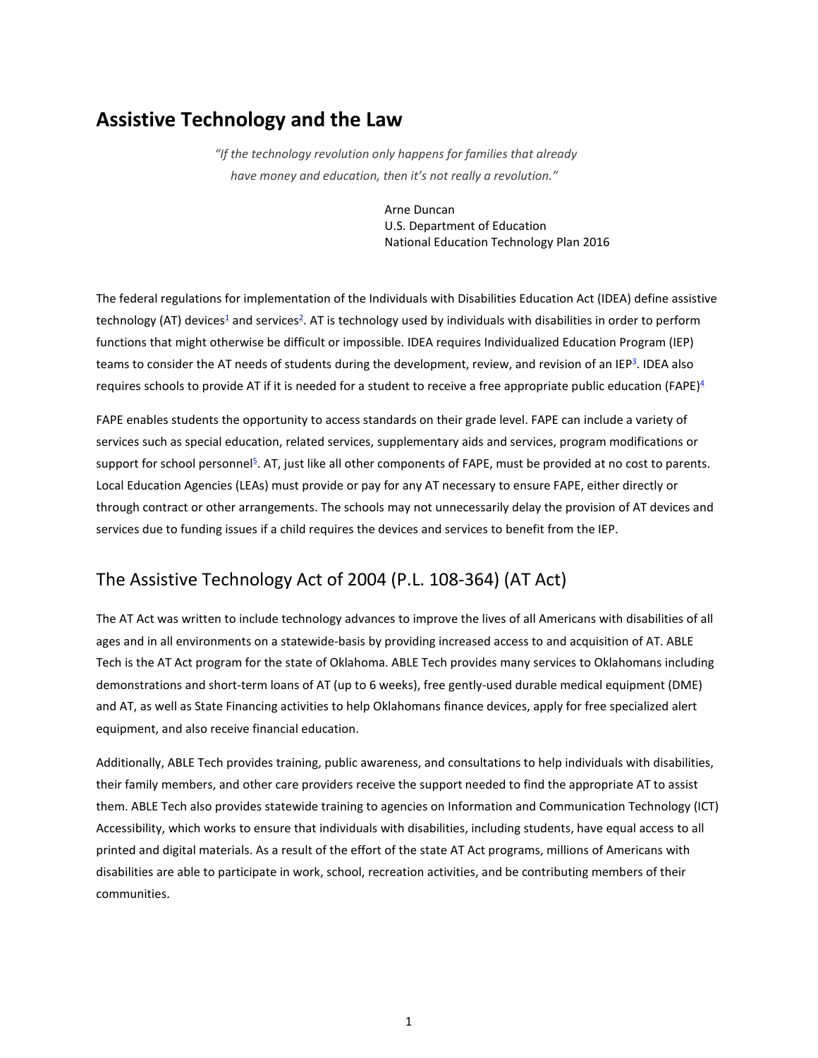# Assistive Technology and the Law

> *"If the technology revolution only happens for families that already have money and education, then it's not really a revolution."*
>
> Arne Duncan
> U.S. Department of Education
> National Education Technology Plan 2016

The federal regulations for implementation of the Individuals with Disabilities Education Act (IDEA) define assistive technology (AT) devices[1] and services[2]. AT is technology used by individuals with disabilities in order to perform functions that might otherwise be difficult or impossible. IDEA requires Individualized Education Program (IEP) teams to consider the AT needs of students during the development, review, and revision of an IEP[3]. IDEA also requires schools to provide AT if it is needed for a student to receive a free appropriate public education (FAPE)[4]

FAPE enables students the opportunity to access standards on their grade level. FAPE can include a variety of services such as special education, related services, supplementary aids and services, program modifications or support for school personnel[5]. AT, just like all other components of FAPE, must be provided at no cost to parents. Local Education Agencies (LEAs) must provide or pay for any AT necessary to ensure FAPE, either directly or through contract or other arrangements. The schools may not unnecessarily delay the provision of AT devices and services due to funding issues if a child requires the devices and services to benefit from the IEP.

## The Assistive Technology Act of 2004 (P.L. 108-364) (AT Act)

The AT Act was written to include technology advances to improve the lives of all Americans with disabilities of all ages and in all environments on a statewide-basis by providing increased access to and acquisition of AT. ABLE Tech is the AT Act program for the state of Oklahoma. ABLE Tech provides many services to Oklahomans including demonstrations and short-term loans of AT (up to 6 weeks), free gently-used durable medical equipment (DME) and AT, as well as State Financing activities to help Oklahomans finance devices, apply for free specialized alert equipment, and also receive financial education.

Additionally, ABLE Tech provides training, public awareness, and consultations to help individuals with disabilities, their family members, and other care providers receive the support needed to find the appropriate AT to assist them. ABLE Tech also provides statewide training to agencies on Information and Communication Technology (ICT) Accessibility, which works to ensure that individuals with disabilities, including students, have equal access to all printed and digital materials. As a result of the effort of the state AT Act programs, millions of Americans with disabilities are able to participate in work, school, recreation activities, and be contributing members of their communities.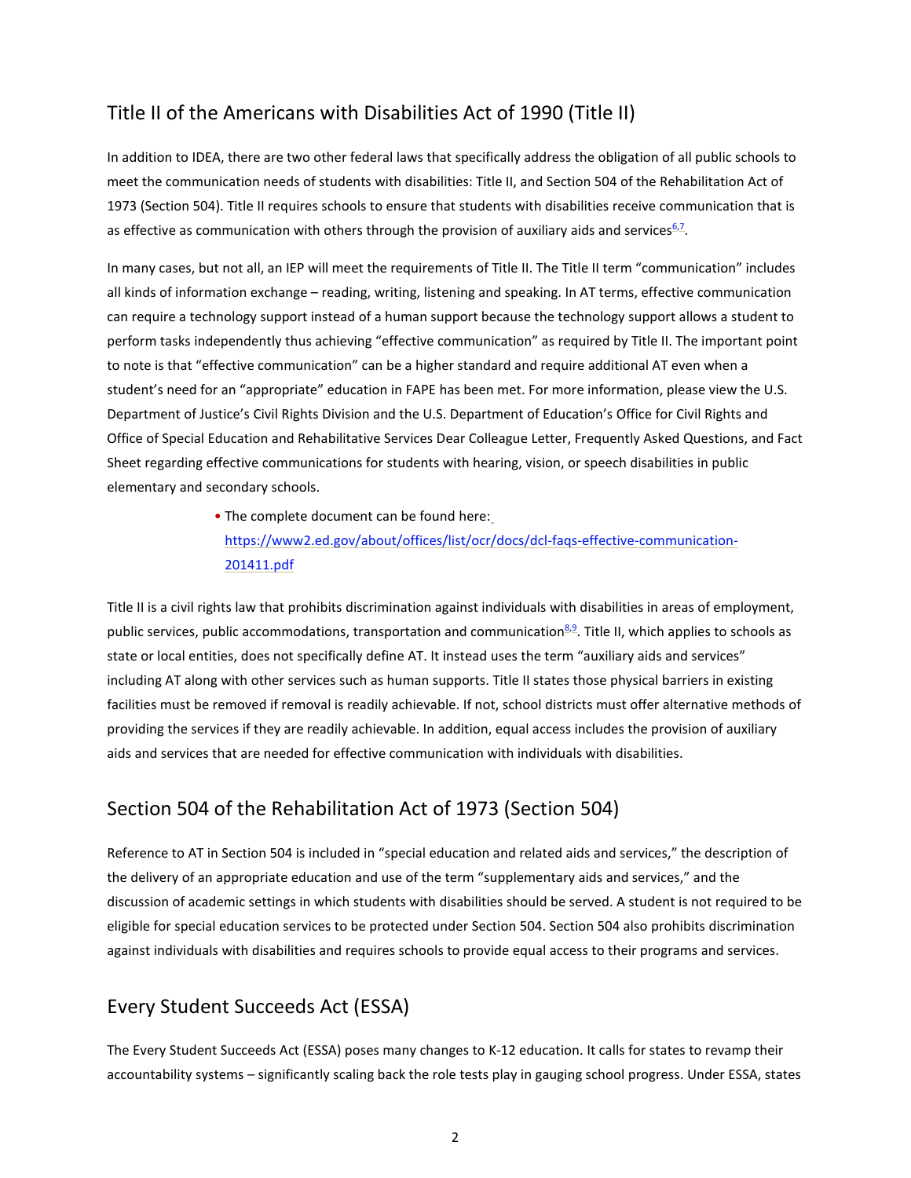## Title II of the Americans with Disabilities Act of 1990 (Title II)

In addition to IDEA, there are two other federal laws that specifically address the obligation of all public schools to meet the communication needs of students with disabilities: Title II, and Section 504 of the Rehabilitation Act of 1973 (Section 504). Title II requires schools to ensure that students with disabilities receive communication that is as effective as communication with others through the provision of auxiliary aids and services[6,7].

In many cases, but not all, an IEP will meet the requirements of Title II. The Title II term "communication" includes all kinds of information exchange – reading, writing, listening and speaking. In AT terms, effective communication can require a technology support instead of a human support because the technology support allows a student to perform tasks independently thus achieving "effective communication" as required by Title II. The important point to note is that "effective communication" can be a higher standard and require additional AT even when a student's need for an "appropriate" education in FAPE has been met. For more information, please view the U.S. Department of Justice's Civil Rights Division and the U.S. Department of Education's Office for Civil Rights and Office of Special Education and Rehabilitative Services Dear Colleague Letter, Frequently Asked Questions, and Fact Sheet regarding effective communications for students with hearing, vision, or speech disabilities in public elementary and secondary schools.

- The complete document can be found here: https://www2.ed.gov/about/offices/list/ocr/docs/dcl-faqs-effective-communication-201411.pdf

Title II is a civil rights law that prohibits discrimination against individuals with disabilities in areas of employment, public services, public accommodations, transportation and communication[8,9]. Title II, which applies to schools as state or local entities, does not specifically define AT. It instead uses the term "auxiliary aids and services" including AT along with other services such as human supports. Title II states those physical barriers in existing facilities must be removed if removal is readily achievable. If not, school districts must offer alternative methods of providing the services if they are readily achievable. In addition, equal access includes the provision of auxiliary aids and services that are needed for effective communication with individuals with disabilities.

## Section 504 of the Rehabilitation Act of 1973 (Section 504)

Reference to AT in Section 504 is included in "special education and related aids and services," the description of the delivery of an appropriate education and use of the term "supplementary aids and services," and the discussion of academic settings in which students with disabilities should be served. A student is not required to be eligible for special education services to be protected under Section 504. Section 504 also prohibits discrimination against individuals with disabilities and requires schools to provide equal access to their programs and services.

## Every Student Succeeds Act (ESSA)

The Every Student Succeeds Act (ESSA) poses many changes to K-12 education. It calls for states to revamp their accountability systems – significantly scaling back the role tests play in gauging school progress. Under ESSA, states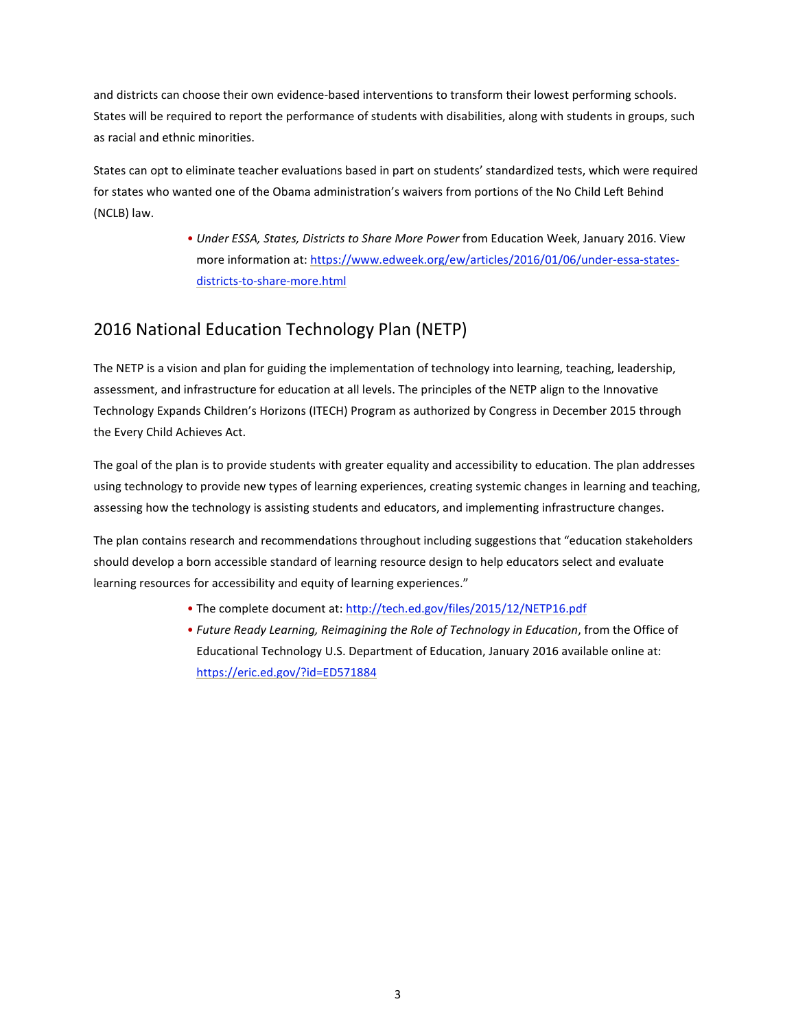and districts can choose their own evidence-based interventions to transform their lowest performing schools. States will be required to report the performance of students with disabilities, along with students in groups, such as racial and ethnic minorities.

States can opt to eliminate teacher evaluations based in part on students' standardized tests, which were required for states who wanted one of the Obama administration's waivers from portions of the No Child Left Behind (NCLB) law.

- *Under ESSA, States, Districts to Share More Power* from Education Week, January 2016. View more information at: https://www.edweek.org/ew/articles/2016/01/06/under-essa-states-districts-to-share-more.html

## 2016 National Education Technology Plan (NETP)

The NETP is a vision and plan for guiding the implementation of technology into learning, teaching, leadership, assessment, and infrastructure for education at all levels. The principles of the NETP align to the Innovative Technology Expands Children's Horizons (ITECH) Program as authorized by Congress in December 2015 through the Every Child Achieves Act.

The goal of the plan is to provide students with greater equality and accessibility to education. The plan addresses using technology to provide new types of learning experiences, creating systemic changes in learning and teaching, assessing how the technology is assisting students and educators, and implementing infrastructure changes.

The plan contains research and recommendations throughout including suggestions that "education stakeholders should develop a born accessible standard of learning resource design to help educators select and evaluate learning resources for accessibility and equity of learning experiences."

- The complete document at: http://tech.ed.gov/files/2015/12/NETP16.pdf
- *Future Ready Learning, Reimagining the Role of Technology in Education*, from the Office of Educational Technology U.S. Department of Education, January 2016 available online at: https://eric.ed.gov/?id=ED571884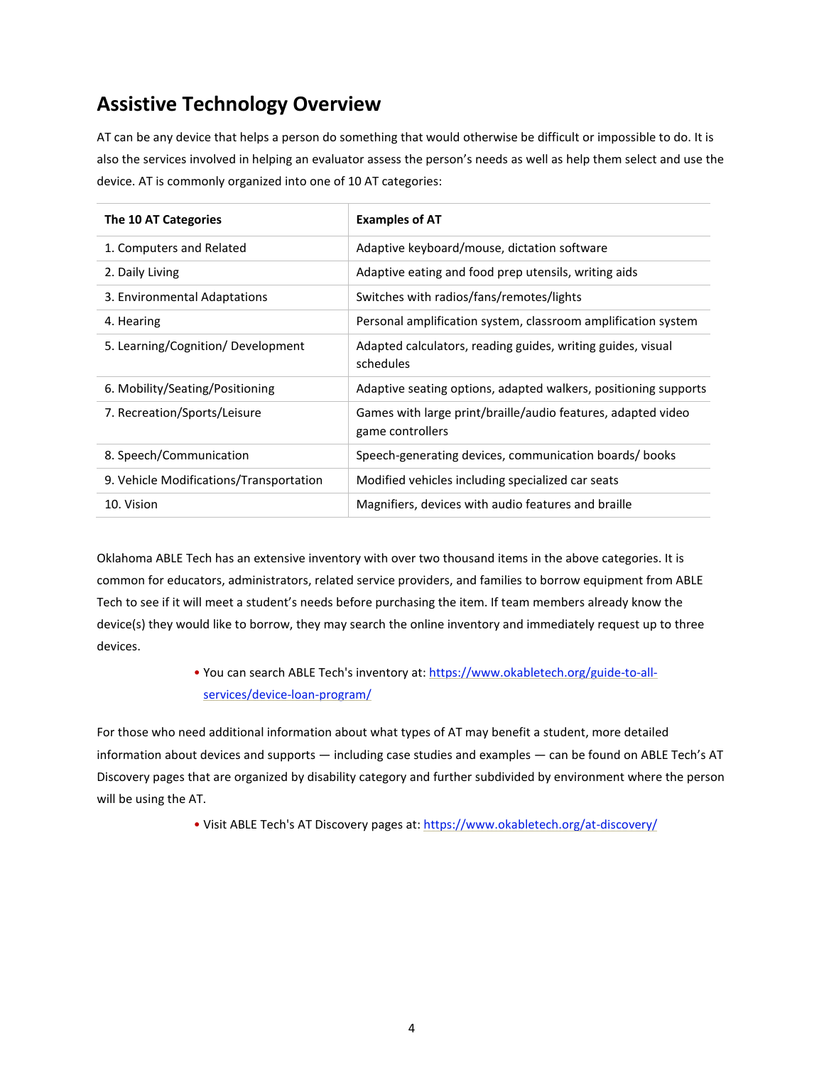## Assistive Technology Overview

AT can be any device that helps a person do something that would otherwise be difficult or impossible to do. It is also the services involved in helping an evaluator assess the person's needs as well as help them select and use the device. AT is commonly organized into one of 10 AT categories:

| The 10 AT Categories | Examples of AT |
|---|---|
| 1. Computers and Related | Adaptive keyboard/mouse, dictation software |
| 2. Daily Living | Adaptive eating and food prep utensils, writing aids |
| 3. Environmental Adaptations | Switches with radios/fans/remotes/lights |
| 4. Hearing | Personal amplification system, classroom amplification system |
| 5. Learning/Cognition/ Development | Adapted calculators, reading guides, writing guides, visual schedules |
| 6. Mobility/Seating/Positioning | Adaptive seating options, adapted walkers, positioning supports |
| 7. Recreation/Sports/Leisure | Games with large print/braille/audio features, adapted video game controllers |
| 8. Speech/Communication | Speech-generating devices, communication boards/ books |
| 9. Vehicle Modifications/Transportation | Modified vehicles including specialized car seats |
| 10. Vision | Magnifiers, devices with audio features and braille |

Oklahoma ABLE Tech has an extensive inventory with over two thousand items in the above categories. It is common for educators, administrators, related service providers, and families to borrow equipment from ABLE Tech to see if it will meet a student's needs before purchasing the item. If team members already know the device(s) they would like to borrow, they may search the online inventory and immediately request up to three devices.

- You can search ABLE Tech's inventory at: https://www.okabletech.org/guide-to-all-services/device-loan-program/

For those who need additional information about what types of AT may benefit a student, more detailed information about devices and supports — including case studies and examples — can be found on ABLE Tech's AT Discovery pages that are organized by disability category and further subdivided by environment where the person will be using the AT.

- Visit ABLE Tech's AT Discovery pages at: https://www.okabletech.org/at-discovery/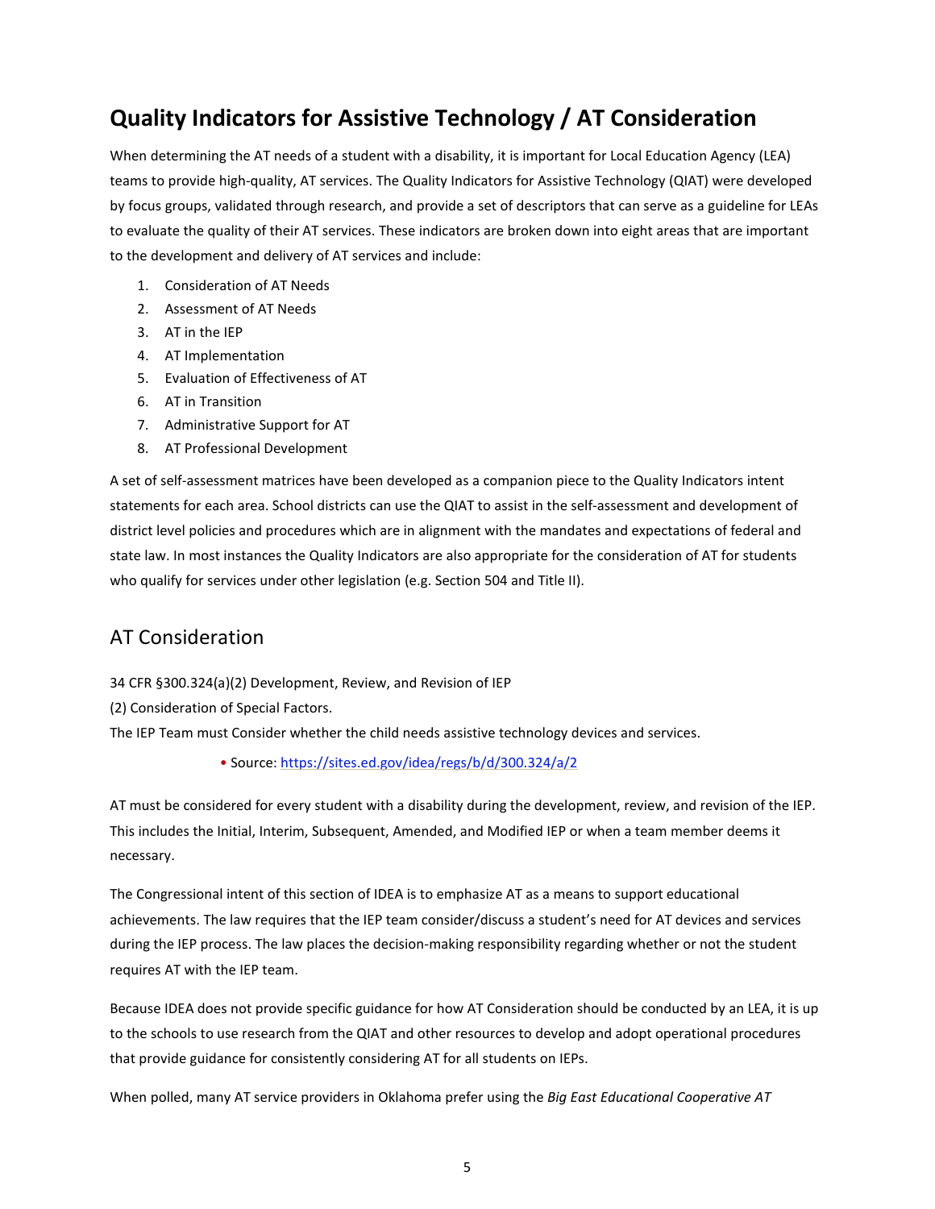# Quality Indicators for Assistive Technology / AT Consideration

When determining the AT needs of a student with a disability, it is important for Local Education Agency (LEA) teams to provide high-quality, AT services. The Quality Indicators for Assistive Technology (QIAT) were developed by focus groups, validated through research, and provide a set of descriptors that can serve as a guideline for LEAs to evaluate the quality of their AT services. These indicators are broken down into eight areas that are important to the development and delivery of AT services and include:

1. Consideration of AT Needs
2. Assessment of AT Needs
3. AT in the IEP
4. AT Implementation
5. Evaluation of Effectiveness of AT
6. AT in Transition
7. Administrative Support for AT
8. AT Professional Development

A set of self-assessment matrices have been developed as a companion piece to the Quality Indicators intent statements for each area. School districts can use the QIAT to assist in the self-assessment and development of district level policies and procedures which are in alignment with the mandates and expectations of federal and state law. In most instances the Quality Indicators are also appropriate for the consideration of AT for students who qualify for services under other legislation (e.g. Section 504 and Title II).

## AT Consideration

34 CFR §300.324(a)(2) Development, Review, and Revision of IEP

(2) Consideration of Special Factors.

The IEP Team must Consider whether the child needs assistive technology devices and services.

- Source: https://sites.ed.gov/idea/regs/b/d/300.324/a/2

AT must be considered for every student with a disability during the development, review, and revision of the IEP. This includes the Initial, Interim, Subsequent, Amended, and Modified IEP or when a team member deems it necessary.

The Congressional intent of this section of IDEA is to emphasize AT as a means to support educational achievements. The law requires that the IEP team consider/discuss a student's need for AT devices and services during the IEP process. The law places the decision-making responsibility regarding whether or not the student requires AT with the IEP team.

Because IDEA does not provide specific guidance for how AT Consideration should be conducted by an LEA, it is up to the schools to use research from the QIAT and other resources to develop and adopt operational procedures that provide guidance for consistently considering AT for all students on IEPs.

When polled, many AT service providers in Oklahoma prefer using the *Big East Educational Cooperative AT*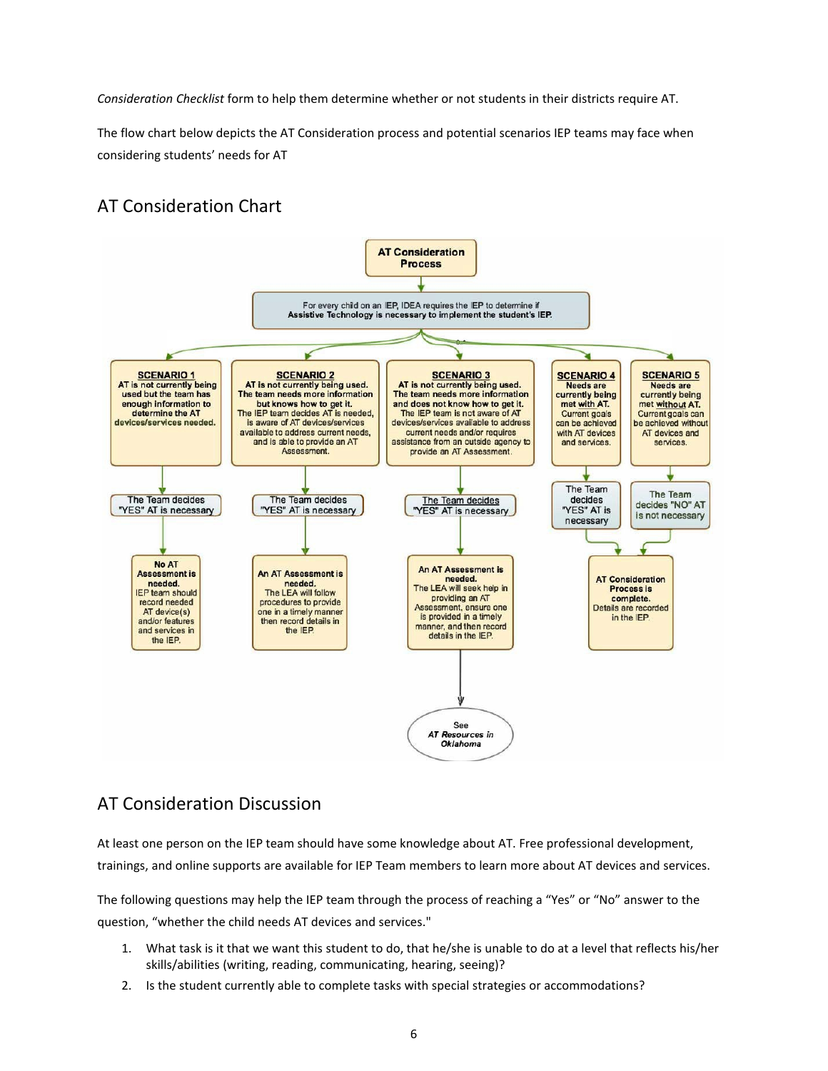*Consideration Checklist* form to help them determine whether or not students in their districts require AT.

The flow chart below depicts the AT Consideration process and potential scenarios IEP teams may face when considering students' needs for AT

## AT Consideration Chart

AT Consideration Process

For every child on an IEP, IDEA requires the IEP to determine if Assistive Technology is necessary to implement the student's IEP.

**SCENARIO 1**
AT is not currently being used but the team has enough information to determine the AT devices/services needed.

**SCENARIO 2**
AT is not currently being used. The team needs more information but knows how to get it. The IEP team decides AT is needed, is aware of AT devices/services available to address current needs, and is able to provide an AT Assessment.

**SCENARIO 3**
AT is not currently being used. The team needs more information and does not know how to get it. The IEP team is not aware of AT devices/services available to address current needs and/or requires assistance from an outside agency to provide an AT Assessment.

**SCENARIO 4**
Needs are currently being met with AT. Current goals can be achieved with AT devices and services.

**SCENARIO 5**
Needs are currently being met without AT. Current goals can be achieved without AT devices and services.

The Team decides "YES" AT is necessary

The Team decides "YES" AT is necessary

The Team decides "YES" AT is necessary

The Team decides "YES" AT is necessary

The Team decides "NO" AT is not necessary

No AT Assessment is needed. IEP team should record needed AT device(s) and/or features and services in the IEP.

An AT Assessment is needed. The LEA will follow procedures to provide one in a timely manner then record details in the IEP.

An AT Assessment is needed. The LEA will seek help in providing an AT Assessment, ensure one is provided in a timely manner, and then record details in the IEP.

AT Consideration Process is complete. Details are recorded in the IEP.

See *AT Resources in Oklahoma*

## AT Consideration Discussion

At least one person on the IEP team should have some knowledge about AT. Free professional development, trainings, and online supports are available for IEP Team members to learn more about AT devices and services.

The following questions may help the IEP team through the process of reaching a "Yes" or "No" answer to the question, "whether the child needs AT devices and services."

1. What task is it that we want this student to do, that he/she is unable to do at a level that reflects his/her skills/abilities (writing, reading, communicating, hearing, seeing)?
2. Is the student currently able to complete tasks with special strategies or accommodations?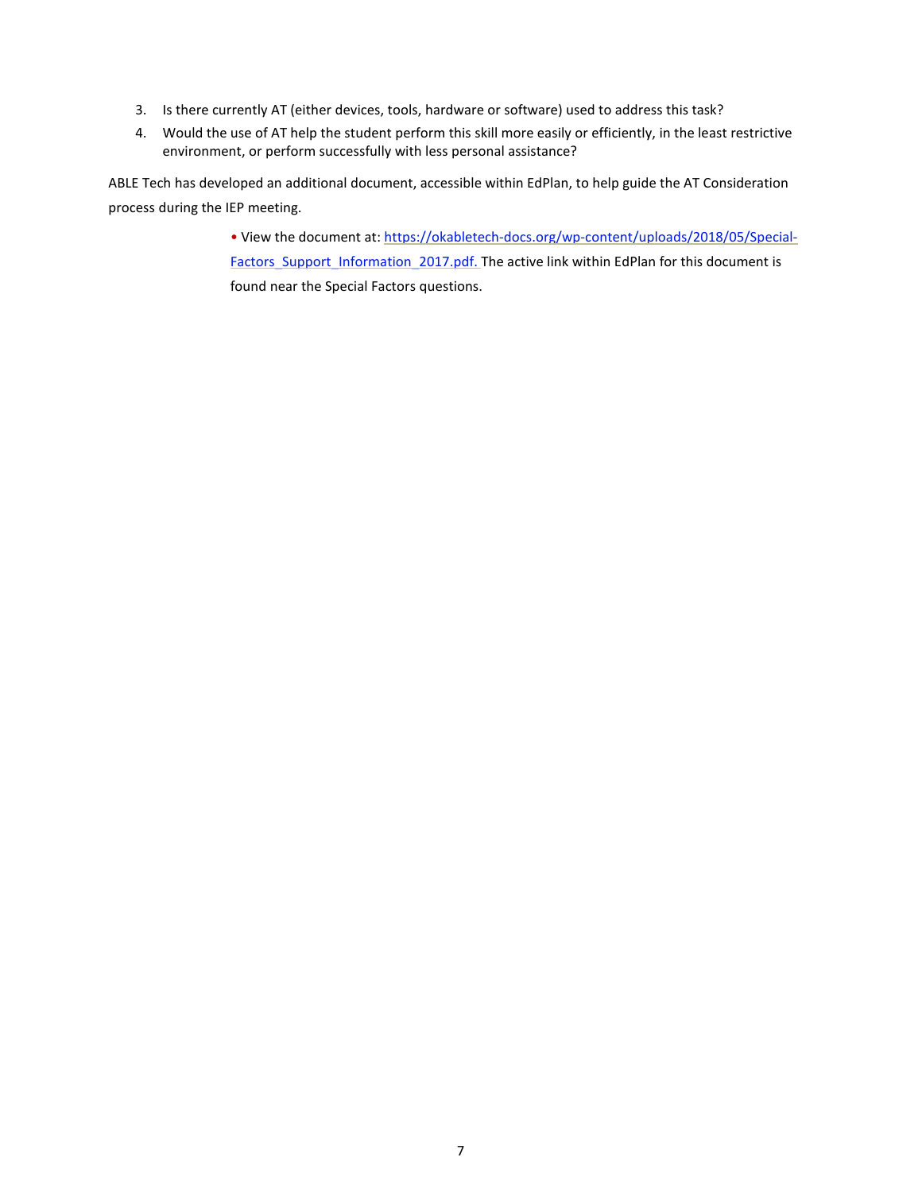3. Is there currently AT (either devices, tools, hardware or software) used to address this task?
4. Would the use of AT help the student perform this skill more easily or efficiently, in the least restrictive environment, or perform successfully with less personal assistance?

ABLE Tech has developed an additional document, accessible within EdPlan, to help guide the AT Consideration process during the IEP meeting.

- View the document at: [https://okabletech-docs.org/wp-content/uploads/2018/05/Special-Factors_Support_Information_2017.pdf.](https://okabletech-docs.org/wp-content/uploads/2018/05/Special-Factors_Support_Information_2017.pdf) The active link within EdPlan for this document is found near the Special Factors questions.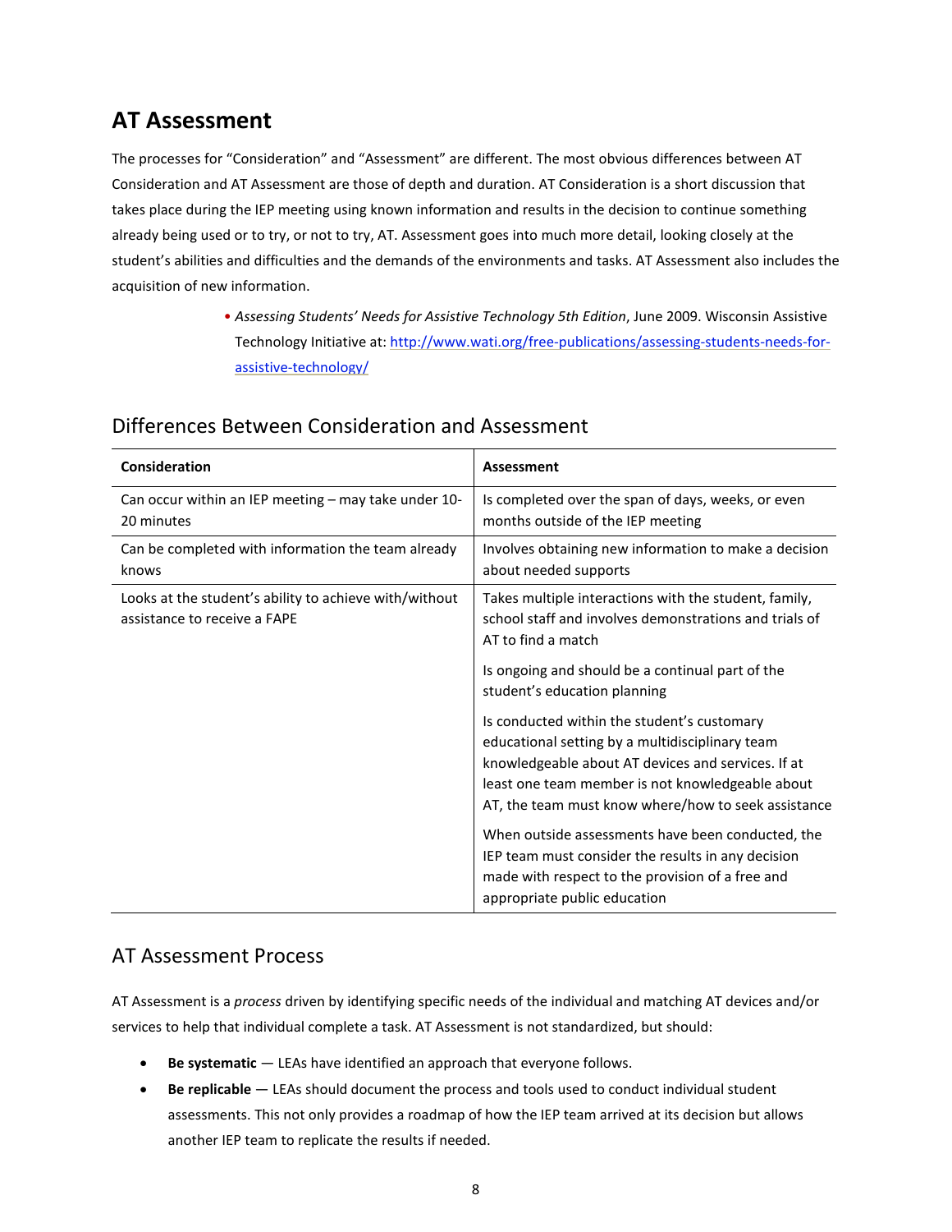# AT Assessment

The processes for "Consideration" and "Assessment" are different. The most obvious differences between AT Consideration and AT Assessment are those of depth and duration. AT Consideration is a short discussion that takes place during the IEP meeting using known information and results in the decision to continue something already being used or to try, or not to try, AT. Assessment goes into much more detail, looking closely at the student's abilities and difficulties and the demands of the environments and tasks. AT Assessment also includes the acquisition of new information.

- *Assessing Students' Needs for Assistive Technology 5th Edition*, June 2009. Wisconsin Assistive Technology Initiative at: http://www.wati.org/free-publications/assessing-students-needs-for-assistive-technology/

## Differences Between Consideration and Assessment

| Consideration | Assessment |
|---|---|
| Can occur within an IEP meeting – may take under 10-20 minutes | Is completed over the span of days, weeks, or even months outside of the IEP meeting |
| Can be completed with information the team already knows | Involves obtaining new information to make a decision about needed supports |
| Looks at the student's ability to achieve with/without assistance to receive a FAPE | Takes multiple interactions with the student, family, school staff and involves demonstrations and trials of AT to find a match |
| | Is ongoing and should be a continual part of the student's education planning |
| | Is conducted within the student's customary educational setting by a multidisciplinary team knowledgeable about AT devices and services. If at least one team member is not knowledgeable about AT, the team must know where/how to seek assistance |
| | When outside assessments have been conducted, the IEP team must consider the results in any decision made with respect to the provision of a free and appropriate public education |

## AT Assessment Process

AT Assessment is a *process* driven by identifying specific needs of the individual and matching AT devices and/or services to help that individual complete a task. AT Assessment is not standardized, but should:

- **Be systematic** — LEAs have identified an approach that everyone follows.
- **Be replicable** — LEAs should document the process and tools used to conduct individual student assessments. This not only provides a roadmap of how the IEP team arrived at its decision but allows another IEP team to replicate the results if needed.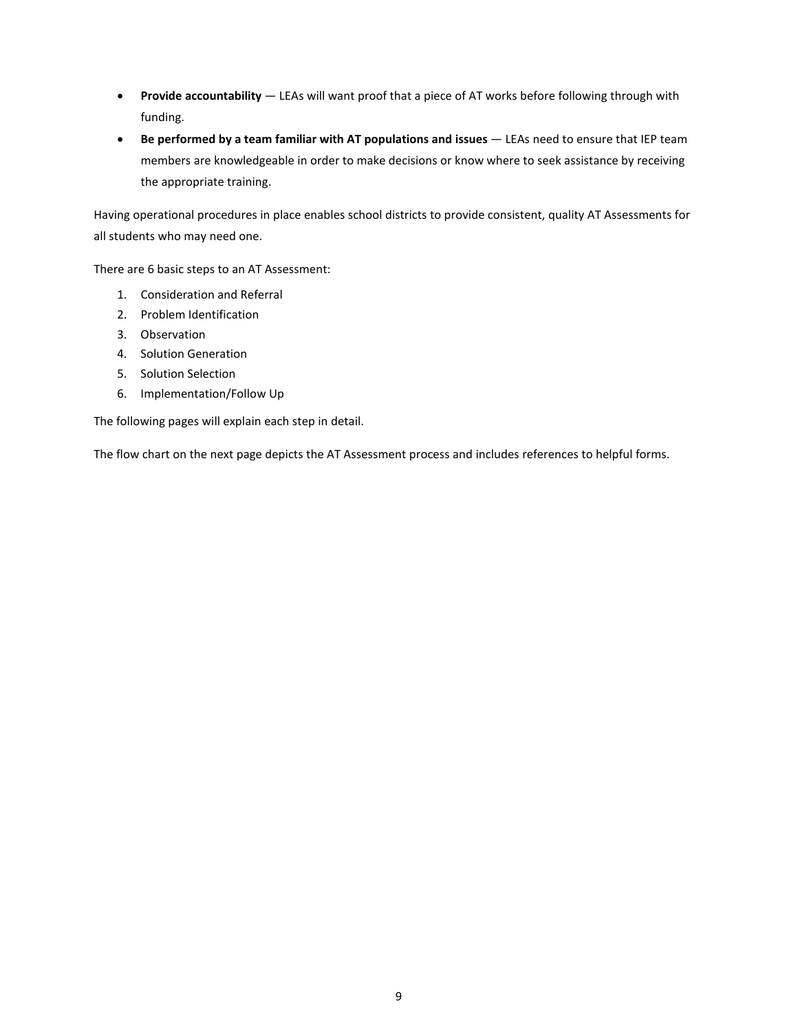- **Provide accountability** — LEAs will want proof that a piece of AT works before following through with funding.
- **Be performed by a team familiar with AT populations and issues** — LEAs need to ensure that IEP team members are knowledgeable in order to make decisions or know where to seek assistance by receiving the appropriate training.

Having operational procedures in place enables school districts to provide consistent, quality AT Assessments for all students who may need one.

There are 6 basic steps to an AT Assessment:

1. Consideration and Referral
2. Problem Identification
3. Observation
4. Solution Generation
5. Solution Selection
6. Implementation/Follow Up

The following pages will explain each step in detail.

The flow chart on the next page depicts the AT Assessment process and includes references to helpful forms.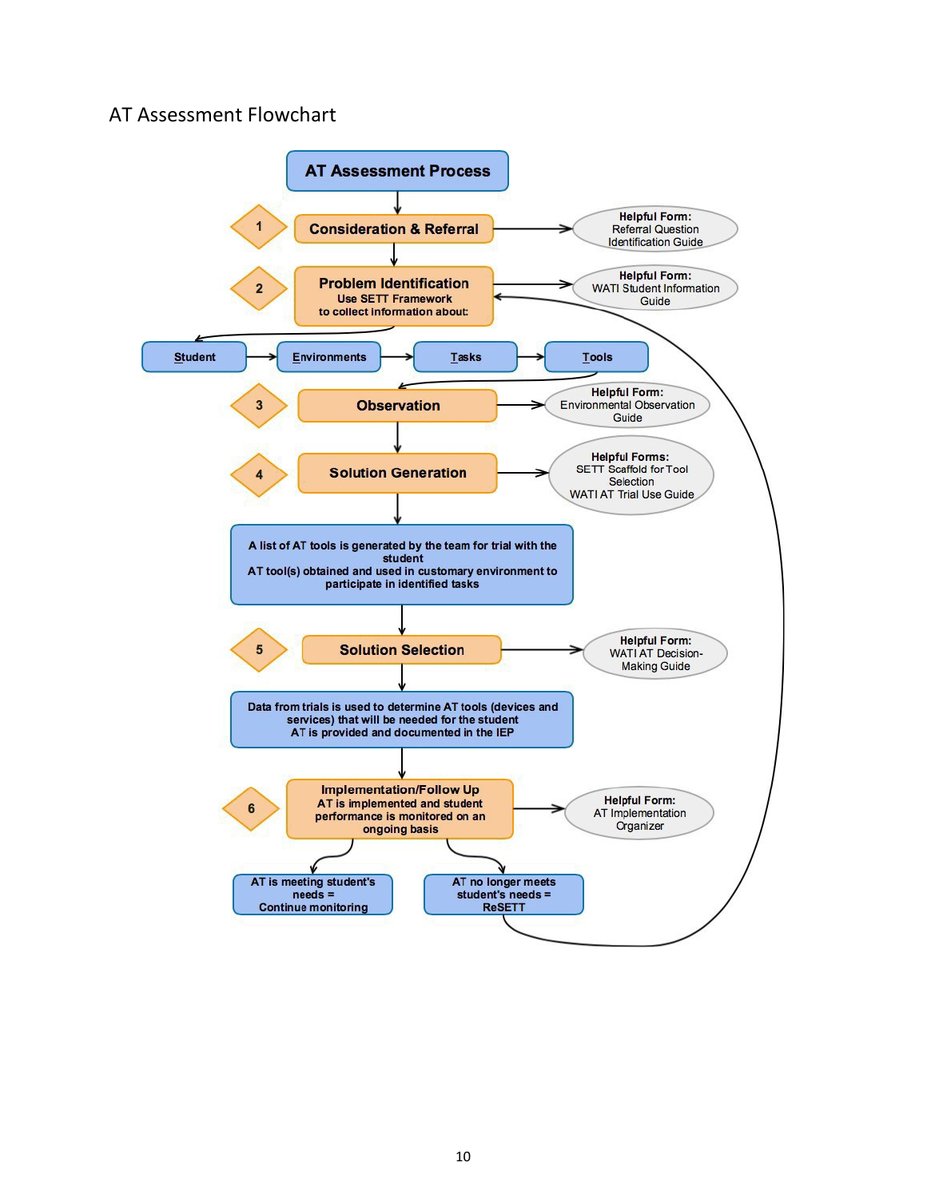AT Assessment Flowchart

**AT Assessment Process**

1 — **Consideration & Referral**

Helpful Form: Referral Question Identification Guide

2 — **Problem Identification**
Use SETT Framework to collect information about:

Helpful Form: WATI Student Information Guide

Student → Environments → Tasks → Tools

3 — **Observation**

Helpful Form: Environmental Observation Guide

4 — **Solution Generation**

Helpful Forms: SETT Scaffold for Tool Selection; WATI AT Trial Use Guide

A list of AT tools is generated by the team for trial with the student
AT tool(s) obtained and used in customary environment to participate in identified tasks

5 — **Solution Selection**

Helpful Form: WATI AT Decision-Making Guide

Data from trials is used to determine AT tools (devices and services) that will be needed for the student
AT is provided and documented in the IEP

6 — **Implementation/Follow Up**
AT is implemented and student performance is monitored on an ongoing basis

Helpful Form: AT Implementation Organizer

AT is meeting student's needs = Continue monitoring

AT no longer meets student's needs = ReSETT (returns to Problem Identification)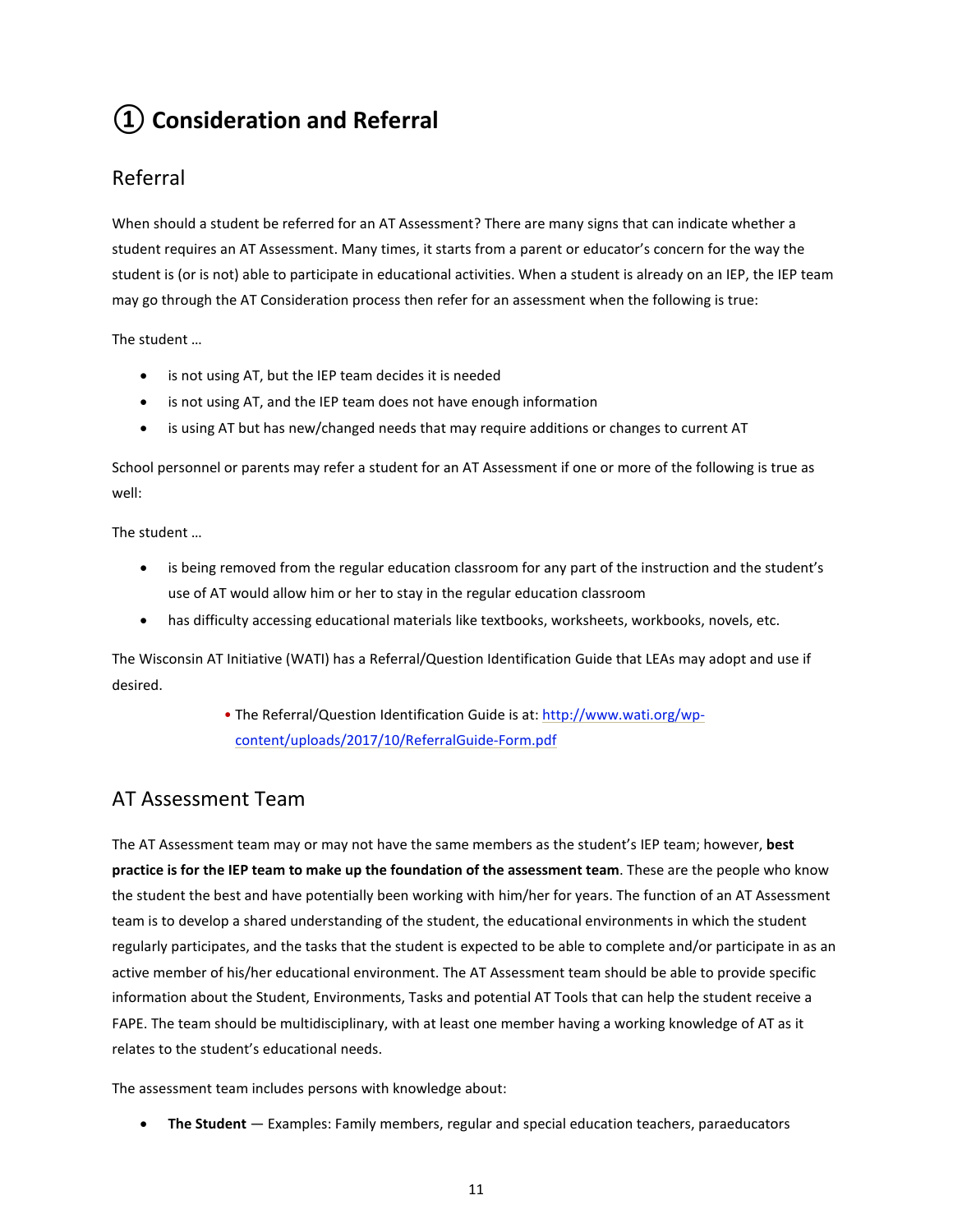# ① Consideration and Referral

## Referral

When should a student be referred for an AT Assessment? There are many signs that can indicate whether a student requires an AT Assessment. Many times, it starts from a parent or educator's concern for the way the student is (or is not) able to participate in educational activities. When a student is already on an IEP, the IEP team may go through the AT Consideration process then refer for an assessment when the following is true:

The student …

- is not using AT, but the IEP team decides it is needed
- is not using AT, and the IEP team does not have enough information
- is using AT but has new/changed needs that may require additions or changes to current AT

School personnel or parents may refer a student for an AT Assessment if one or more of the following is true as well:

The student …

- is being removed from the regular education classroom for any part of the instruction and the student's use of AT would allow him or her to stay in the regular education classroom
- has difficulty accessing educational materials like textbooks, worksheets, workbooks, novels, etc.

The Wisconsin AT Initiative (WATI) has a Referral/Question Identification Guide that LEAs may adopt and use if desired.

- The Referral/Question Identification Guide is at: http://www.wati.org/wp-content/uploads/2017/10/ReferralGuide-Form.pdf

## AT Assessment Team

The AT Assessment team may or may not have the same members as the student's IEP team; however, **best practice is for the IEP team to make up the foundation of the assessment team**. These are the people who know the student the best and have potentially been working with him/her for years. The function of an AT Assessment team is to develop a shared understanding of the student, the educational environments in which the student regularly participates, and the tasks that the student is expected to be able to complete and/or participate in as an active member of his/her educational environment. The AT Assessment team should be able to provide specific information about the Student, Environments, Tasks and potential AT Tools that can help the student receive a FAPE. The team should be multidisciplinary, with at least one member having a working knowledge of AT as it relates to the student's educational needs.

The assessment team includes persons with knowledge about:

- **The Student** — Examples: Family members, regular and special education teachers, paraeducators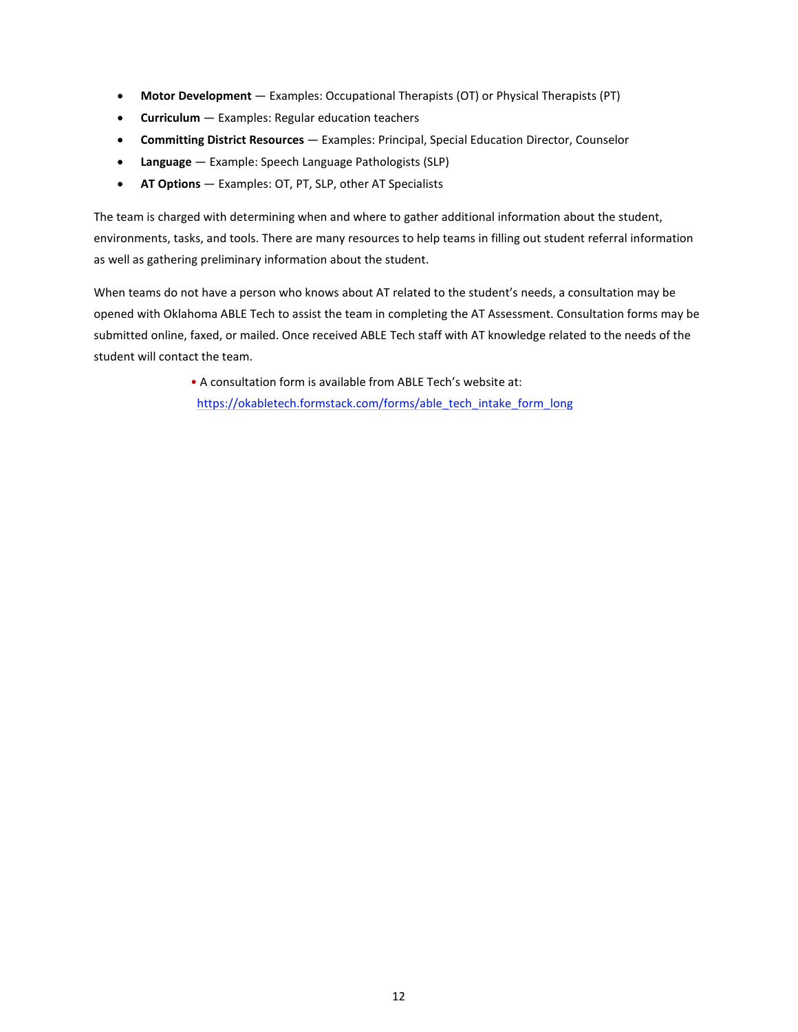- **Motor Development** — Examples: Occupational Therapists (OT) or Physical Therapists (PT)
- **Curriculum** — Examples: Regular education teachers
- **Committing District Resources** — Examples: Principal, Special Education Director, Counselor
- **Language** — Example: Speech Language Pathologists (SLP)
- **AT Options** — Examples: OT, PT, SLP, other AT Specialists

The team is charged with determining when and where to gather additional information about the student, environments, tasks, and tools. There are many resources to help teams in filling out student referral information as well as gathering preliminary information about the student.

When teams do not have a person who knows about AT related to the student's needs, a consultation may be opened with Oklahoma ABLE Tech to assist the team in completing the AT Assessment. Consultation forms may be submitted online, faxed, or mailed. Once received ABLE Tech staff with AT knowledge related to the needs of the student will contact the team.

- A consultation form is available from ABLE Tech's website at: https://okabletech.formstack.com/forms/able_tech_intake_form_long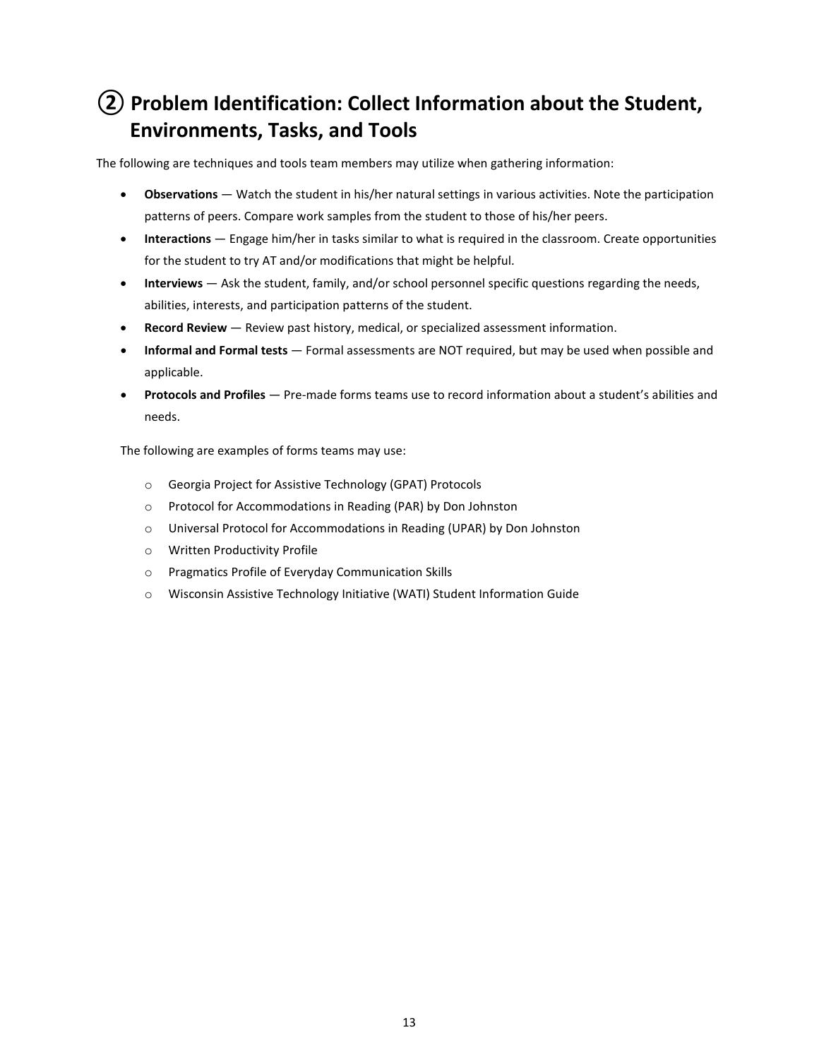## ② Problem Identification: Collect Information about the Student, Environments, Tasks, and Tools

The following are techniques and tools team members may utilize when gathering information:

- **Observations** — Watch the student in his/her natural settings in various activities. Note the participation patterns of peers. Compare work samples from the student to those of his/her peers.
- **Interactions** — Engage him/her in tasks similar to what is required in the classroom. Create opportunities for the student to try AT and/or modifications that might be helpful.
- **Interviews** — Ask the student, family, and/or school personnel specific questions regarding the needs, abilities, interests, and participation patterns of the student.
- **Record Review** — Review past history, medical, or specialized assessment information.
- **Informal and Formal tests** — Formal assessments are NOT required, but may be used when possible and applicable.
- **Protocols and Profiles** — Pre-made forms teams use to record information about a student's abilities and needs.

The following are examples of forms teams may use:

- Georgia Project for Assistive Technology (GPAT) Protocols
- Protocol for Accommodations in Reading (PAR) by Don Johnston
- Universal Protocol for Accommodations in Reading (UPAR) by Don Johnston
- Written Productivity Profile
- Pragmatics Profile of Everyday Communication Skills
- Wisconsin Assistive Technology Initiative (WATI) Student Information Guide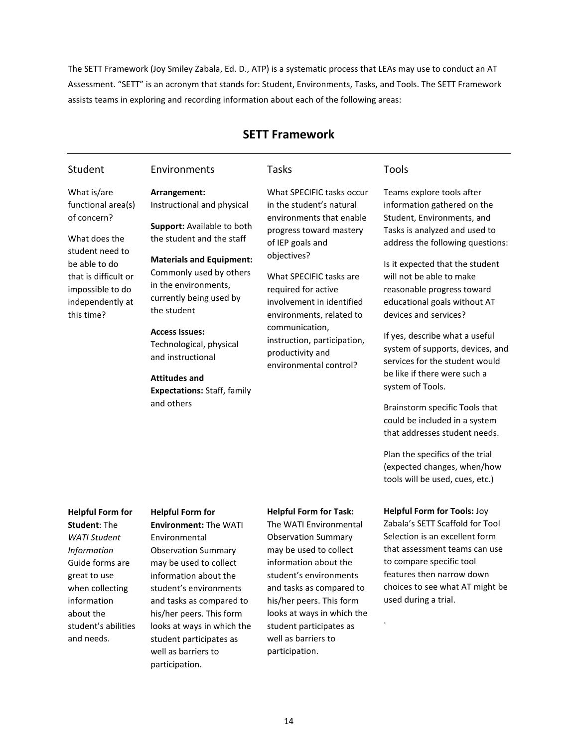The SETT Framework (Joy Smiley Zabala, Ed. D., ATP) is a systematic process that LEAs may use to conduct an AT Assessment. "SETT" is an acronym that stands for: Student, Environments, Tasks, and Tools. The SETT Framework assists teams in exploring and recording information about each of the following areas:

## SETT Framework

### Student

What is/are functional area(s) of concern?

What does the student need to be able to do that is difficult or impossible to do independently at this time?

**Helpful Form for Student**: The *WATI Student Information* Guide forms are great to use when collecting information about the student's abilities and needs.

### Environments

**Arrangement:** Instructional and physical

**Support:** Available to both the student and the staff

**Materials and Equipment:** Commonly used by others in the environments, currently being used by the student

**Access Issues:** Technological, physical and instructional

**Attitudes and Expectations:** Staff, family and others

**Helpful Form for Environment:** The WATI Environmental Observation Summary may be used to collect information about the student's environments and tasks as compared to his/her peers. This form looks at ways in which the student participates as well as barriers to participation.

### Tasks

What SPECIFIC tasks occur in the student's natural environments that enable progress toward mastery of IEP goals and objectives?

What SPECIFIC tasks are required for active involvement in identified environments, related to communication, instruction, participation, productivity and environmental control?

**Helpful Form for Task:** The WATI Environmental Observation Summary may be used to collect information about the student's environments and tasks as compared to his/her peers. This form looks at ways in which the student participates as well as barriers to participation.

### Tools

Teams explore tools after information gathered on the Student, Environments, and Tasks is analyzed and used to address the following questions:

Is it expected that the student will not be able to make reasonable progress toward educational goals without AT devices and services?

If yes, describe what a useful system of supports, devices, and services for the student would be like if there were such a system of Tools.

Brainstorm specific Tools that could be included in a system that addresses student needs.

Plan the specifics of the trial (expected changes, when/how tools will be used, cues, etc.)

**Helpful Form for Tools:** Joy Zabala's SETT Scaffold for Tool Selection is an excellent form that assessment teams can use to compare specific tool features then narrow down choices to see what AT might be used during a trial.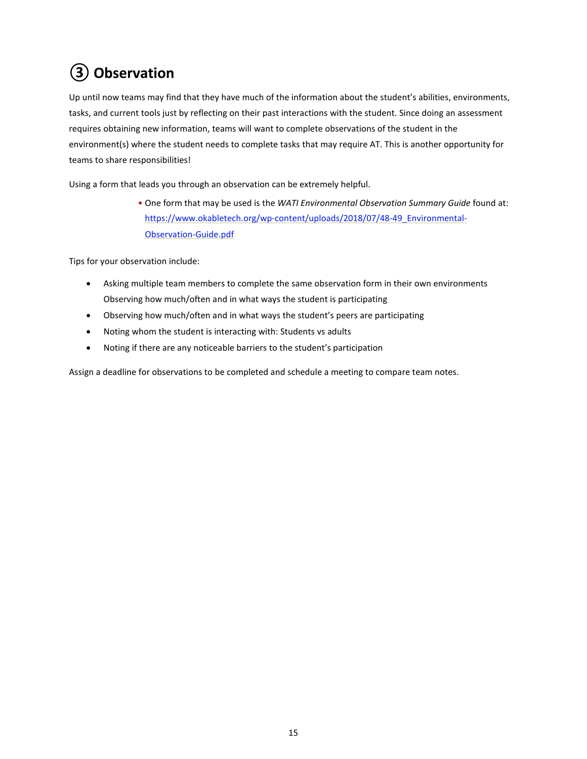# ③ Observation

Up until now teams may find that they have much of the information about the student's abilities, environments, tasks, and current tools just by reflecting on their past interactions with the student. Since doing an assessment requires obtaining new information, teams will want to complete observations of the student in the environment(s) where the student needs to complete tasks that may require AT. This is another opportunity for teams to share responsibilities!

Using a form that leads you through an observation can be extremely helpful.

- One form that may be used is the *WATI Environmental Observation Summary Guide* found at: https://www.okabletech.org/wp-content/uploads/2018/07/48-49_Environmental-Observation-Guide.pdf

Tips for your observation include:

- Asking multiple team members to complete the same observation form in their own environments Observing how much/often and in what ways the student is participating
- Observing how much/often and in what ways the student's peers are participating
- Noting whom the student is interacting with: Students vs adults
- Noting if there are any noticeable barriers to the student's participation

Assign a deadline for observations to be completed and schedule a meeting to compare team notes.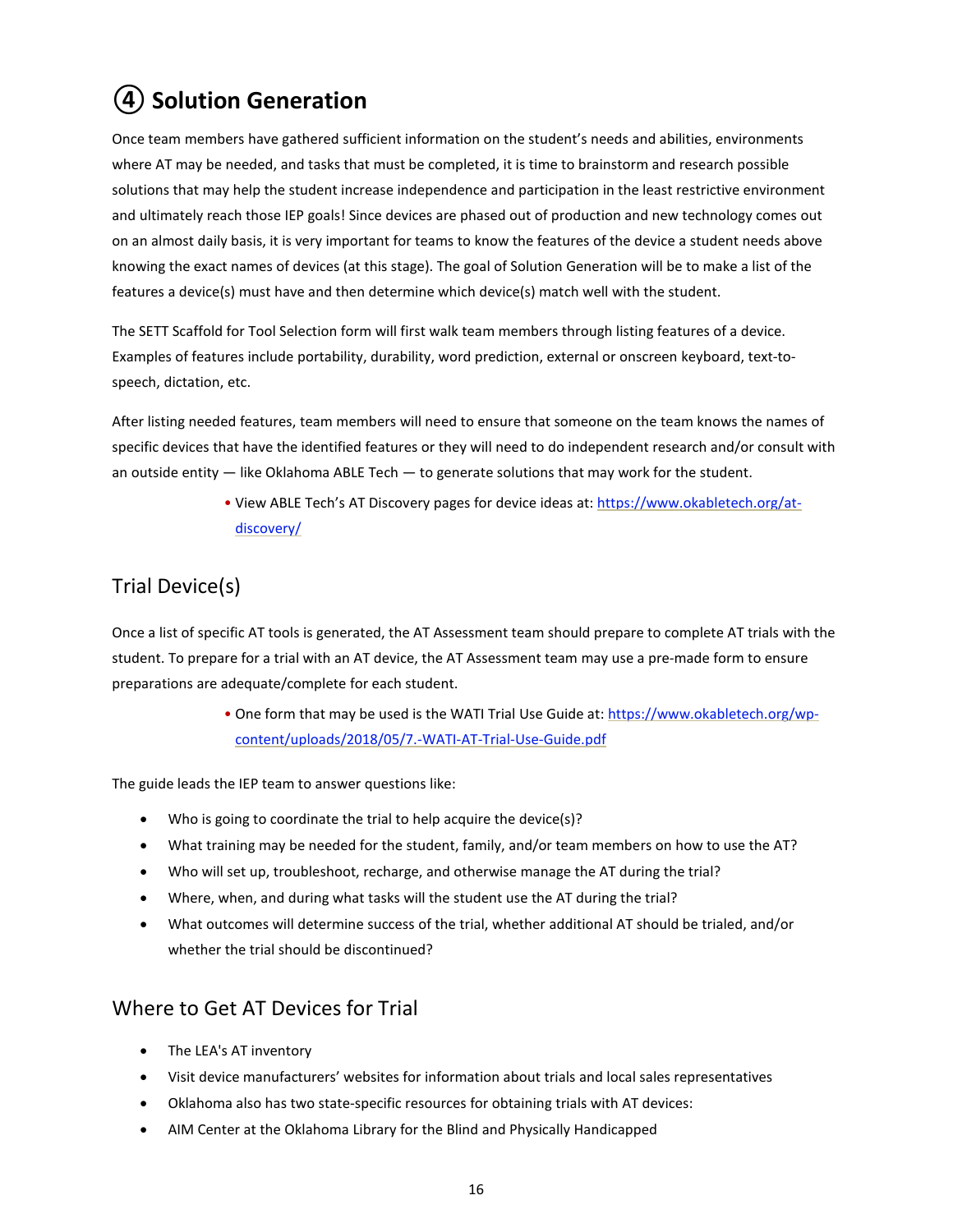# ④ Solution Generation

Once team members have gathered sufficient information on the student's needs and abilities, environments where AT may be needed, and tasks that must be completed, it is time to brainstorm and research possible solutions that may help the student increase independence and participation in the least restrictive environment and ultimately reach those IEP goals! Since devices are phased out of production and new technology comes out on an almost daily basis, it is very important for teams to know the features of the device a student needs above knowing the exact names of devices (at this stage). The goal of Solution Generation will be to make a list of the features a device(s) must have and then determine which device(s) match well with the student.

The SETT Scaffold for Tool Selection form will first walk team members through listing features of a device. Examples of features include portability, durability, word prediction, external or onscreen keyboard, text-to-speech, dictation, etc.

After listing needed features, team members will need to ensure that someone on the team knows the names of specific devices that have the identified features or they will need to do independent research and/or consult with an outside entity — like Oklahoma ABLE Tech — to generate solutions that may work for the student.

- View ABLE Tech's AT Discovery pages for device ideas at: https://www.okabletech.org/at-discovery/

## Trial Device(s)

Once a list of specific AT tools is generated, the AT Assessment team should prepare to complete AT trials with the student. To prepare for a trial with an AT device, the AT Assessment team may use a pre-made form to ensure preparations are adequate/complete for each student.

- One form that may be used is the WATI Trial Use Guide at: https://www.okabletech.org/wp-content/uploads/2018/05/7.-WATI-AT-Trial-Use-Guide.pdf

The guide leads the IEP team to answer questions like:

- Who is going to coordinate the trial to help acquire the device(s)?
- What training may be needed for the student, family, and/or team members on how to use the AT?
- Who will set up, troubleshoot, recharge, and otherwise manage the AT during the trial?
- Where, when, and during what tasks will the student use the AT during the trial?
- What outcomes will determine success of the trial, whether additional AT should be trialed, and/or whether the trial should be discontinued?

## Where to Get AT Devices for Trial

- The LEA's AT inventory
- Visit device manufacturers' websites for information about trials and local sales representatives
- Oklahoma also has two state-specific resources for obtaining trials with AT devices:
- AIM Center at the Oklahoma Library for the Blind and Physically Handicapped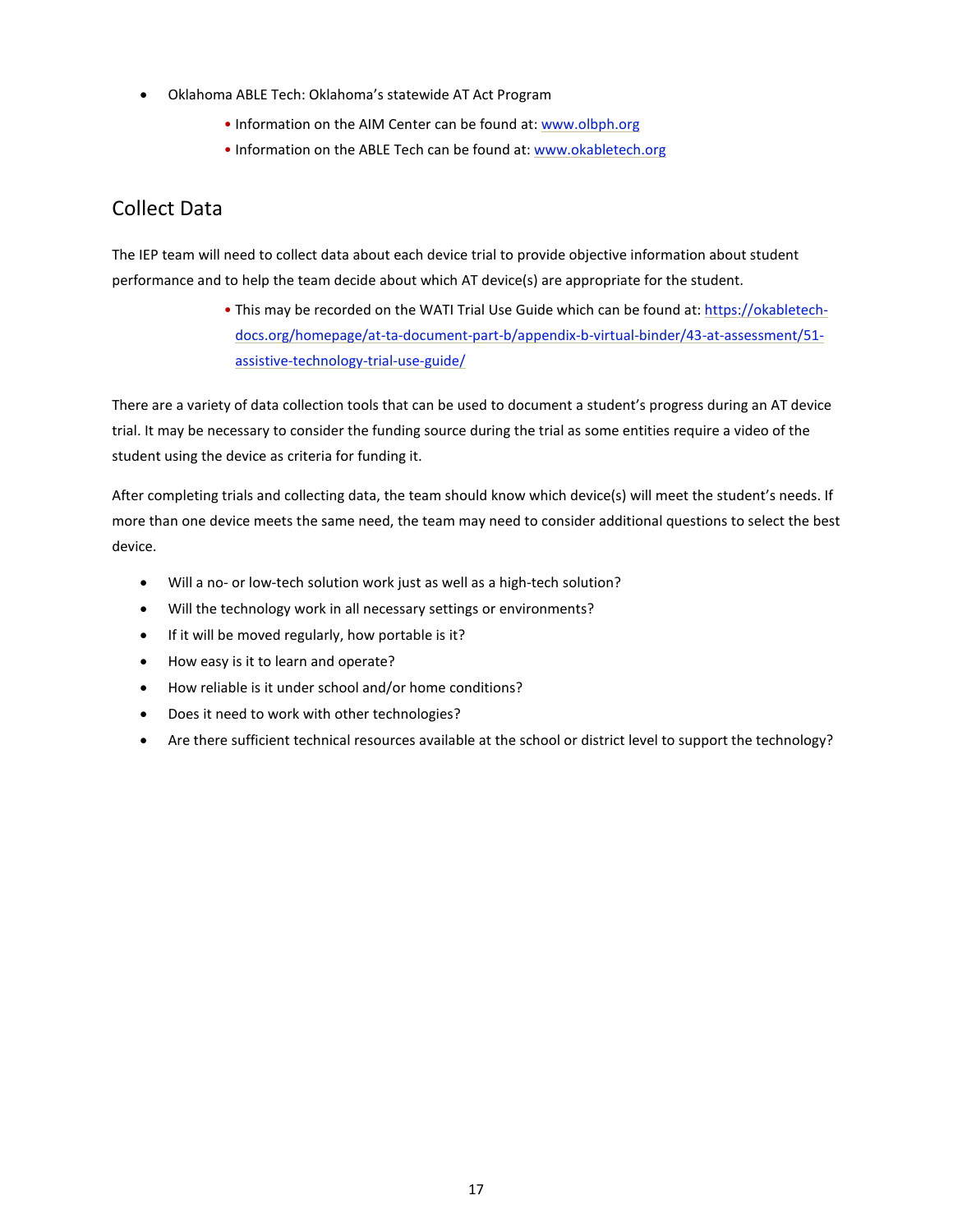- Oklahoma ABLE Tech: Oklahoma's statewide AT Act Program
    - Information on the AIM Center can be found at: www.olbph.org
    - Information on the ABLE Tech can be found at: www.okabletech.org

## Collect Data

The IEP team will need to collect data about each device trial to provide objective information about student performance and to help the team decide about which AT device(s) are appropriate for the student.

- This may be recorded on the WATI Trial Use Guide which can be found at: https://okabletech-docs.org/homepage/at-ta-document-part-b/appendix-b-virtual-binder/43-at-assessment/51-assistive-technology-trial-use-guide/

There are a variety of data collection tools that can be used to document a student's progress during an AT device trial. It may be necessary to consider the funding source during the trial as some entities require a video of the student using the device as criteria for funding it.

After completing trials and collecting data, the team should know which device(s) will meet the student's needs. If more than one device meets the same need, the team may need to consider additional questions to select the best device.

- Will a no- or low-tech solution work just as well as a high-tech solution?
- Will the technology work in all necessary settings or environments?
- If it will be moved regularly, how portable is it?
- How easy is it to learn and operate?
- How reliable is it under school and/or home conditions?
- Does it need to work with other technologies?
- Are there sufficient technical resources available at the school or district level to support the technology?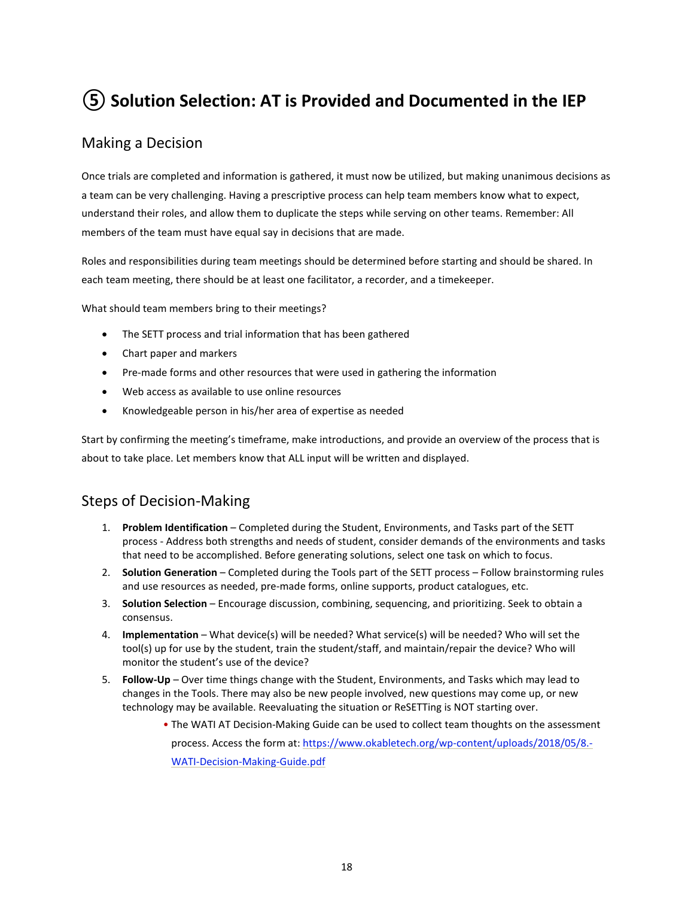# ⑤ Solution Selection: AT is Provided and Documented in the IEP

## Making a Decision

Once trials are completed and information is gathered, it must now be utilized, but making unanimous decisions as a team can be very challenging. Having a prescriptive process can help team members know what to expect, understand their roles, and allow them to duplicate the steps while serving on other teams. Remember: All members of the team must have equal say in decisions that are made.

Roles and responsibilities during team meetings should be determined before starting and should be shared. In each team meeting, there should be at least one facilitator, a recorder, and a timekeeper.

What should team members bring to their meetings?

- The SETT process and trial information that has been gathered
- Chart paper and markers
- Pre-made forms and other resources that were used in gathering the information
- Web access as available to use online resources
- Knowledgeable person in his/her area of expertise as needed

Start by confirming the meeting's timeframe, make introductions, and provide an overview of the process that is about to take place. Let members know that ALL input will be written and displayed.

## Steps of Decision-Making

1. **Problem Identification** – Completed during the Student, Environments, and Tasks part of the SETT process - Address both strengths and needs of student, consider demands of the environments and tasks that need to be accomplished. Before generating solutions, select one task on which to focus.
2. **Solution Generation** – Completed during the Tools part of the SETT process – Follow brainstorming rules and use resources as needed, pre-made forms, online supports, product catalogues, etc.
3. **Solution Selection** – Encourage discussion, combining, sequencing, and prioritizing. Seek to obtain a consensus.
4. **Implementation** – What device(s) will be needed? What service(s) will be needed? Who will set the tool(s) up for use by the student, train the student/staff, and maintain/repair the device? Who will monitor the student's use of the device?
5. **Follow-Up** – Over time things change with the Student, Environments, and Tasks which may lead to changes in the Tools. There may also be new people involved, new questions may come up, or new technology may be available. Reevaluating the situation or ReSETTing is NOT starting over.
   - The WATI AT Decision-Making Guide can be used to collect team thoughts on the assessment process. Access the form at: https://www.okabletech.org/wp-content/uploads/2018/05/8.-WATI-Decision-Making-Guide.pdf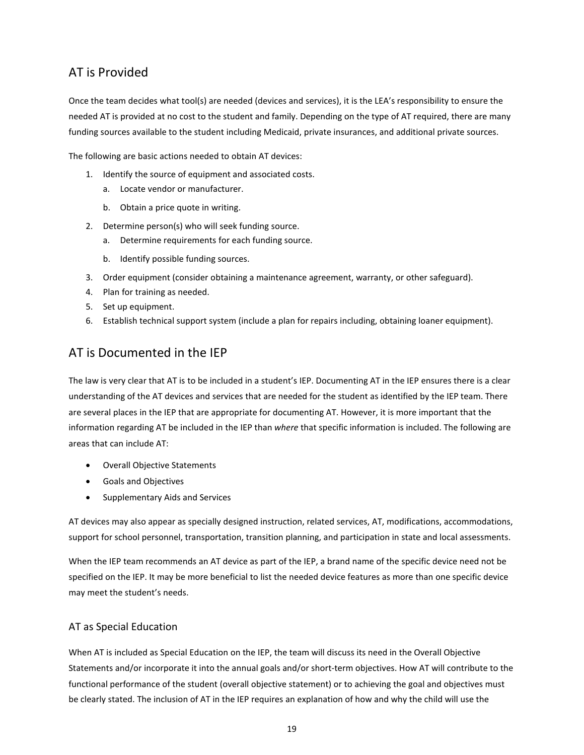## AT is Provided

Once the team decides what tool(s) are needed (devices and services), it is the LEA's responsibility to ensure the needed AT is provided at no cost to the student and family. Depending on the type of AT required, there are many funding sources available to the student including Medicaid, private insurances, and additional private sources.

The following are basic actions needed to obtain AT devices:

1. Identify the source of equipment and associated costs.
   a. Locate vendor or manufacturer.
   b. Obtain a price quote in writing.
2. Determine person(s) who will seek funding source.
   a. Determine requirements for each funding source.
   b. Identify possible funding sources.
3. Order equipment (consider obtaining a maintenance agreement, warranty, or other safeguard).
4. Plan for training as needed.
5. Set up equipment.
6. Establish technical support system (include a plan for repairs including, obtaining loaner equipment).

## AT is Documented in the IEP

The law is very clear that AT is to be included in a student's IEP. Documenting AT in the IEP ensures there is a clear understanding of the AT devices and services that are needed for the student as identified by the IEP team. There are several places in the IEP that are appropriate for documenting AT. However, it is more important that the information regarding AT be included in the IEP than *where* that specific information is included. The following are areas that can include AT:

- Overall Objective Statements
- Goals and Objectives
- Supplementary Aids and Services

AT devices may also appear as specially designed instruction, related services, AT, modifications, accommodations, support for school personnel, transportation, transition planning, and participation in state and local assessments.

When the IEP team recommends an AT device as part of the IEP, a brand name of the specific device need not be specified on the IEP. It may be more beneficial to list the needed device features as more than one specific device may meet the student's needs.

### AT as Special Education

When AT is included as Special Education on the IEP, the team will discuss its need in the Overall Objective Statements and/or incorporate it into the annual goals and/or short-term objectives. How AT will contribute to the functional performance of the student (overall objective statement) or to achieving the goal and objectives must be clearly stated. The inclusion of AT in the IEP requires an explanation of how and why the child will use the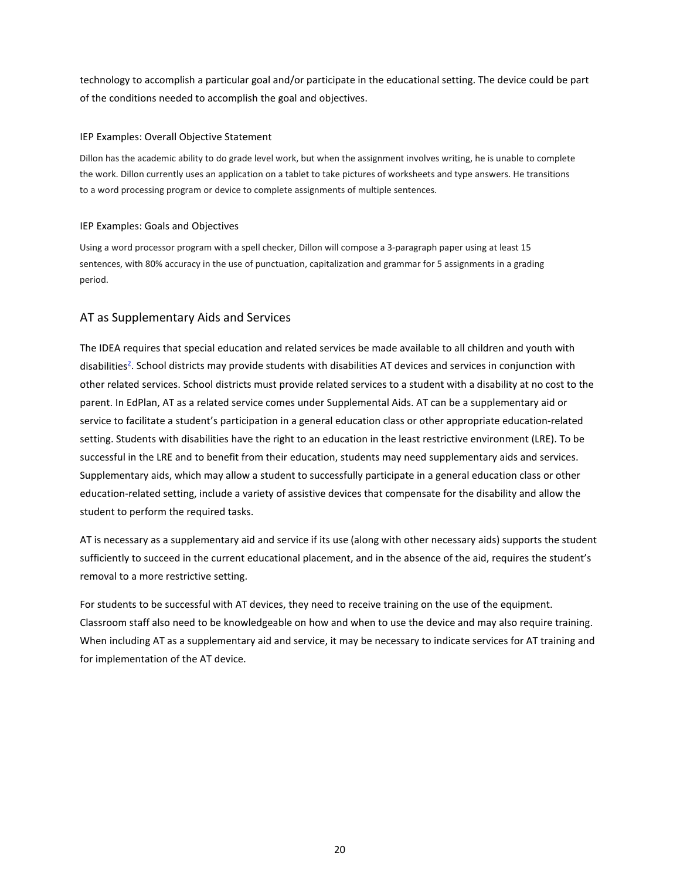technology to accomplish a particular goal and/or participate in the educational setting. The device could be part of the conditions needed to accomplish the goal and objectives.

#### IEP Examples: Overall Objective Statement

Dillon has the academic ability to do grade level work, but when the assignment involves writing, he is unable to complete the work. Dillon currently uses an application on a tablet to take pictures of worksheets and type answers. He transitions to a word processing program or device to complete assignments of multiple sentences.

#### IEP Examples: Goals and Objectives

Using a word processor program with a spell checker, Dillon will compose a 3-paragraph paper using at least 15 sentences, with 80% accuracy in the use of punctuation, capitalization and grammar for 5 assignments in a grading period.

### AT as Supplementary Aids and Services

The IDEA requires that special education and related services be made available to all children and youth with disabilities[2]. School districts may provide students with disabilities AT devices and services in conjunction with other related services. School districts must provide related services to a student with a disability at no cost to the parent. In EdPlan, AT as a related service comes under Supplemental Aids. AT can be a supplementary aid or service to facilitate a student's participation in a general education class or other appropriate education-related setting. Students with disabilities have the right to an education in the least restrictive environment (LRE). To be successful in the LRE and to benefit from their education, students may need supplementary aids and services. Supplementary aids, which may allow a student to successfully participate in a general education class or other education-related setting, include a variety of assistive devices that compensate for the disability and allow the student to perform the required tasks.

AT is necessary as a supplementary aid and service if its use (along with other necessary aids) supports the student sufficiently to succeed in the current educational placement, and in the absence of the aid, requires the student's removal to a more restrictive setting.

For students to be successful with AT devices, they need to receive training on the use of the equipment. Classroom staff also need to be knowledgeable on how and when to use the device and may also require training. When including AT as a supplementary aid and service, it may be necessary to indicate services for AT training and for implementation of the AT device.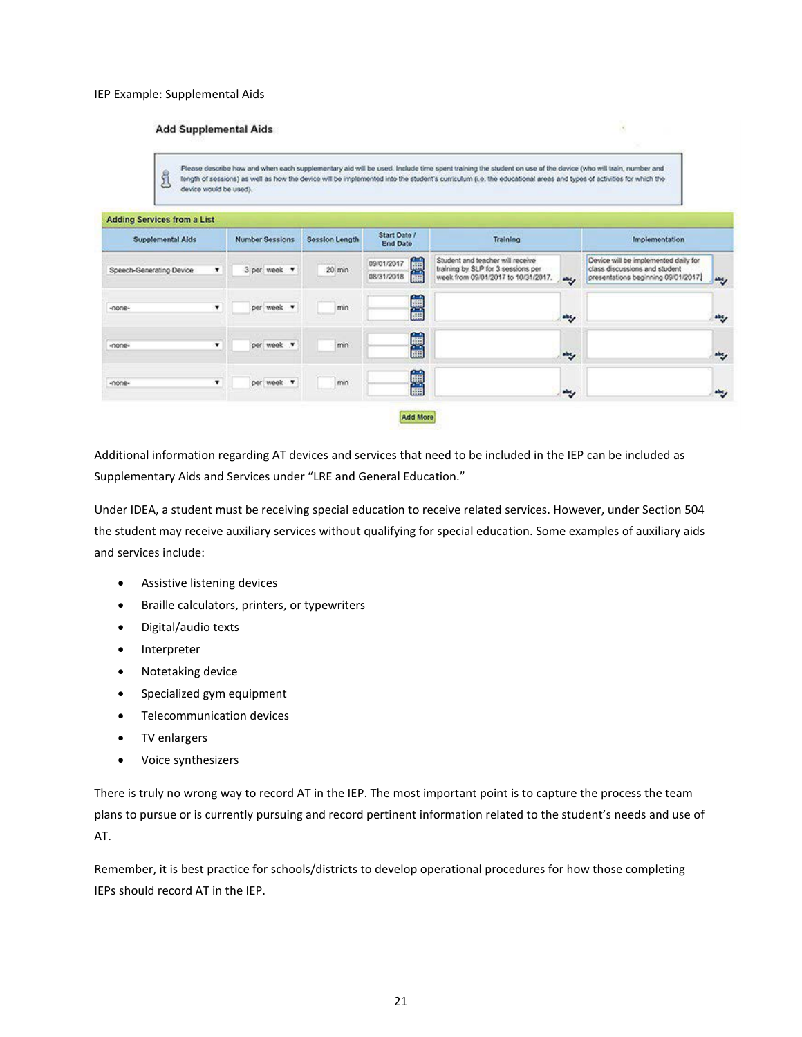IEP Example: Supplemental Aids

**Add Supplemental Aids**

Please describe how and when each supplementary aid will be used. Include time spent training the student on use of the device (who will train, number and length of sessions) as well as how the device will be implemented into the student's curriculum (i.e. the educational areas and types of activities for which the device would be used).

**Adding Services from a List**

| Supplemental Aids | Number Sessions | Session Length | Start Date / End Date | Training | Implementation |
|---|---|---|---|---|---|
| Speech-Generating Device | 3 per week | 20 min | 09/01/2017 08/31/2018 | Student and teacher will receive training by SLP for 3 sessions per week from 09/01/2017 to 10/31/2017. | Device will be implemented daily for class discussions and student presentations beginning 09/01/2017 |
| -none- | per week | min | | | |
| -none- | per week | min | | | |
| -none- | per week | min | | | |

Add More

Additional information regarding AT devices and services that need to be included in the IEP can be included as Supplementary Aids and Services under "LRE and General Education."

Under IDEA, a student must be receiving special education to receive related services. However, under Section 504 the student may receive auxiliary services without qualifying for special education. Some examples of auxiliary aids and services include:

- Assistive listening devices
- Braille calculators, printers, or typewriters
- Digital/audio texts
- Interpreter
- Notetaking device
- Specialized gym equipment
- Telecommunication devices
- TV enlargers
- Voice synthesizers

There is truly no wrong way to record AT in the IEP. The most important point is to capture the process the team plans to pursue or is currently pursuing and record pertinent information related to the student's needs and use of AT.

Remember, it is best practice for schools/districts to develop operational procedures for how those completing IEPs should record AT in the IEP.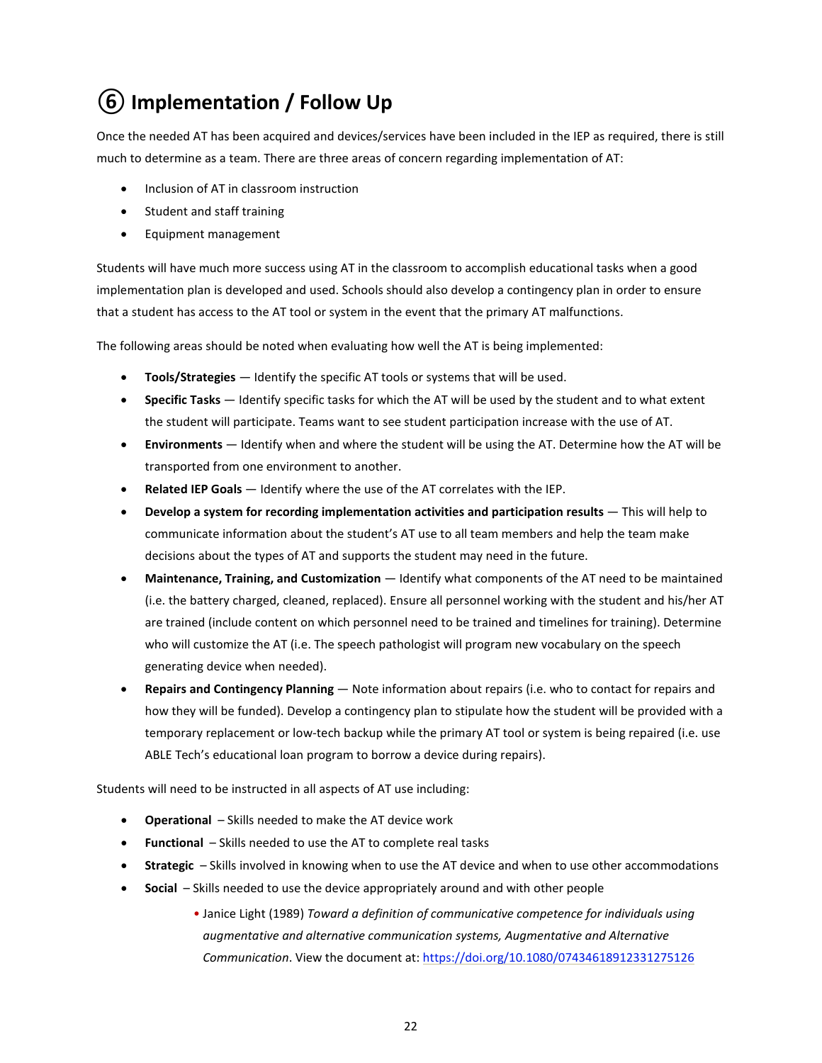# ⑥ Implementation / Follow Up

Once the needed AT has been acquired and devices/services have been included in the IEP as required, there is still much to determine as a team. There are three areas of concern regarding implementation of AT:

- Inclusion of AT in classroom instruction
- Student and staff training
- Equipment management

Students will have much more success using AT in the classroom to accomplish educational tasks when a good implementation plan is developed and used. Schools should also develop a contingency plan in order to ensure that a student has access to the AT tool or system in the event that the primary AT malfunctions.

The following areas should be noted when evaluating how well the AT is being implemented:

- **Tools/Strategies** — Identify the specific AT tools or systems that will be used.
- **Specific Tasks** — Identify specific tasks for which the AT will be used by the student and to what extent the student will participate. Teams want to see student participation increase with the use of AT.
- **Environments** — Identify when and where the student will be using the AT. Determine how the AT will be transported from one environment to another.
- **Related IEP Goals** — Identify where the use of the AT correlates with the IEP.
- **Develop a system for recording implementation activities and participation results** — This will help to communicate information about the student's AT use to all team members and help the team make decisions about the types of AT and supports the student may need in the future.
- **Maintenance, Training, and Customization** — Identify what components of the AT need to be maintained (i.e. the battery charged, cleaned, replaced). Ensure all personnel working with the student and his/her AT are trained (include content on which personnel need to be trained and timelines for training). Determine who will customize the AT (i.e. The speech pathologist will program new vocabulary on the speech generating device when needed).
- **Repairs and Contingency Planning** — Note information about repairs (i.e. who to contact for repairs and how they will be funded). Develop a contingency plan to stipulate how the student will be provided with a temporary replacement or low-tech backup while the primary AT tool or system is being repaired (i.e. use ABLE Tech's educational loan program to borrow a device during repairs).

Students will need to be instructed in all aspects of AT use including:

- **Operational** – Skills needed to make the AT device work
- **Functional** – Skills needed to use the AT to complete real tasks
- **Strategic** – Skills involved in knowing when to use the AT device and when to use other accommodations
- **Social** – Skills needed to use the device appropriately around and with other people
    - Janice Light (1989) *Toward a definition of communicative competence for individuals using augmentative and alternative communication systems, Augmentative and Alternative Communication*. View the document at: https://doi.org/10.1080/07434618912331275126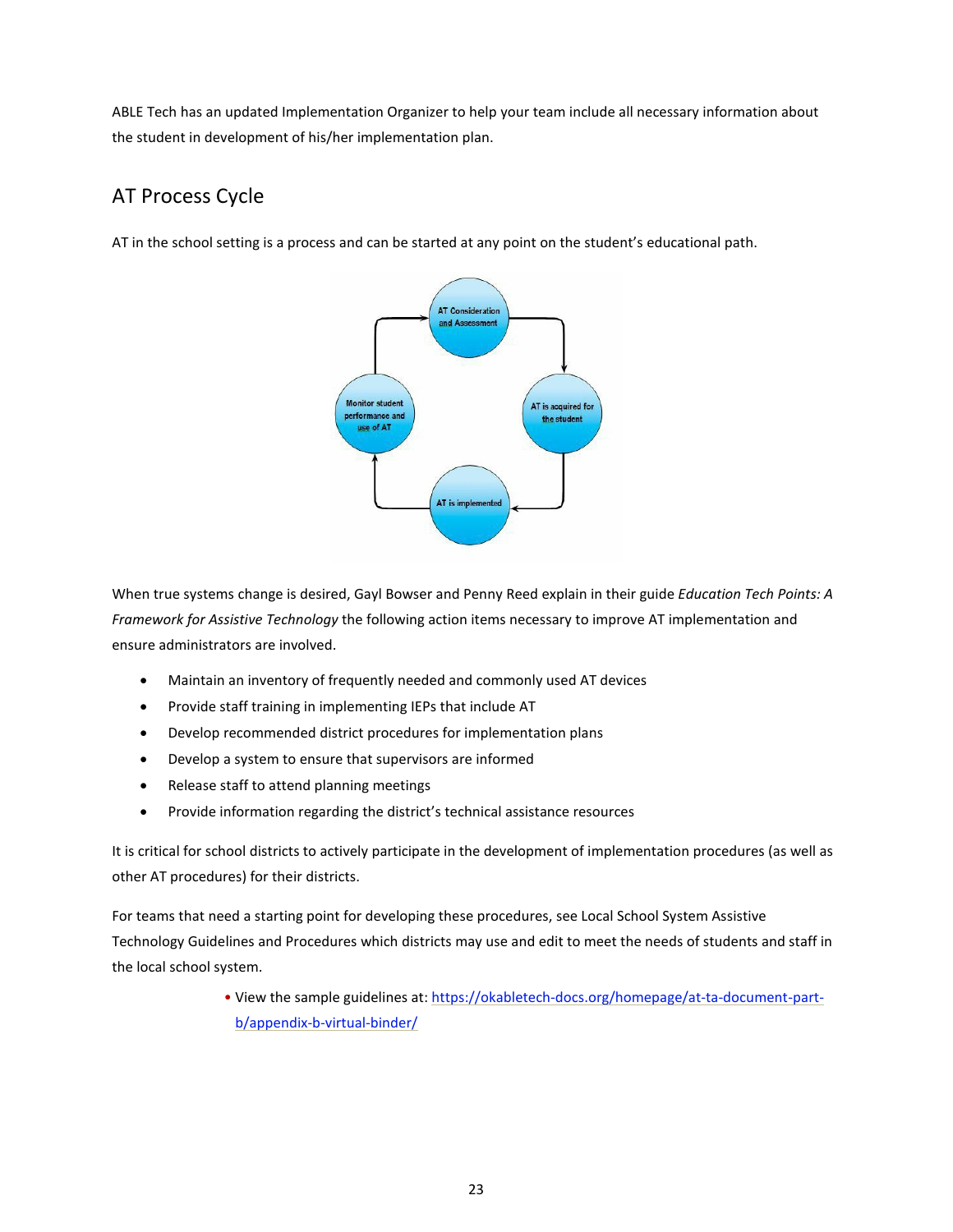ABLE Tech has an updated Implementation Organizer to help your team include all necessary information about the student in development of his/her implementation plan.

## AT Process Cycle

AT in the school setting is a process and can be started at any point on the student's educational path.

AT Consideration and Assessment

AT is acquired for the student

AT is implemented

Monitor student performance and use of AT

When true systems change is desired, Gayl Bowser and Penny Reed explain in their guide *Education Tech Points: A Framework for Assistive Technology* the following action items necessary to improve AT implementation and ensure administrators are involved.

- Maintain an inventory of frequently needed and commonly used AT devices
- Provide staff training in implementing IEPs that include AT
- Develop recommended district procedures for implementation plans
- Develop a system to ensure that supervisors are informed
- Release staff to attend planning meetings
- Provide information regarding the district's technical assistance resources

It is critical for school districts to actively participate in the development of implementation procedures (as well as other AT procedures) for their districts.

For teams that need a starting point for developing these procedures, see Local School System Assistive Technology Guidelines and Procedures which districts may use and edit to meet the needs of students and staff in the local school system.

- View the sample guidelines at: https://okabletech-docs.org/homepage/at-ta-document-part-b/appendix-b-virtual-binder/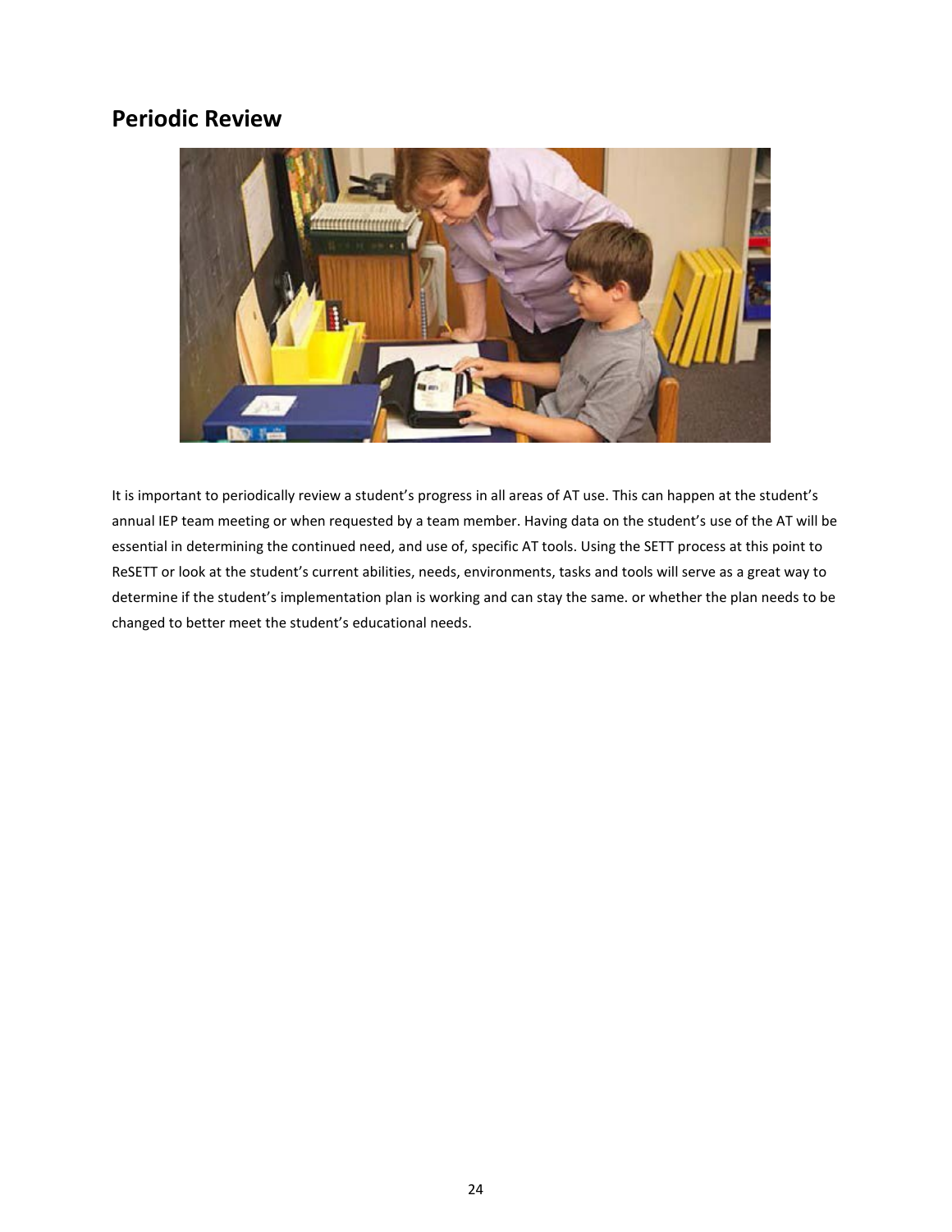## Periodic Review

It is important to periodically review a student's progress in all areas of AT use. This can happen at the student's annual IEP team meeting or when requested by a team member. Having data on the student's use of the AT will be essential in determining the continued need, and use of, specific AT tools. Using the SETT process at this point to ReSETT or look at the student's current abilities, needs, environments, tasks and tools will serve as a great way to determine if the student's implementation plan is working and can stay the same. or whether the plan needs to be changed to better meet the student's educational needs.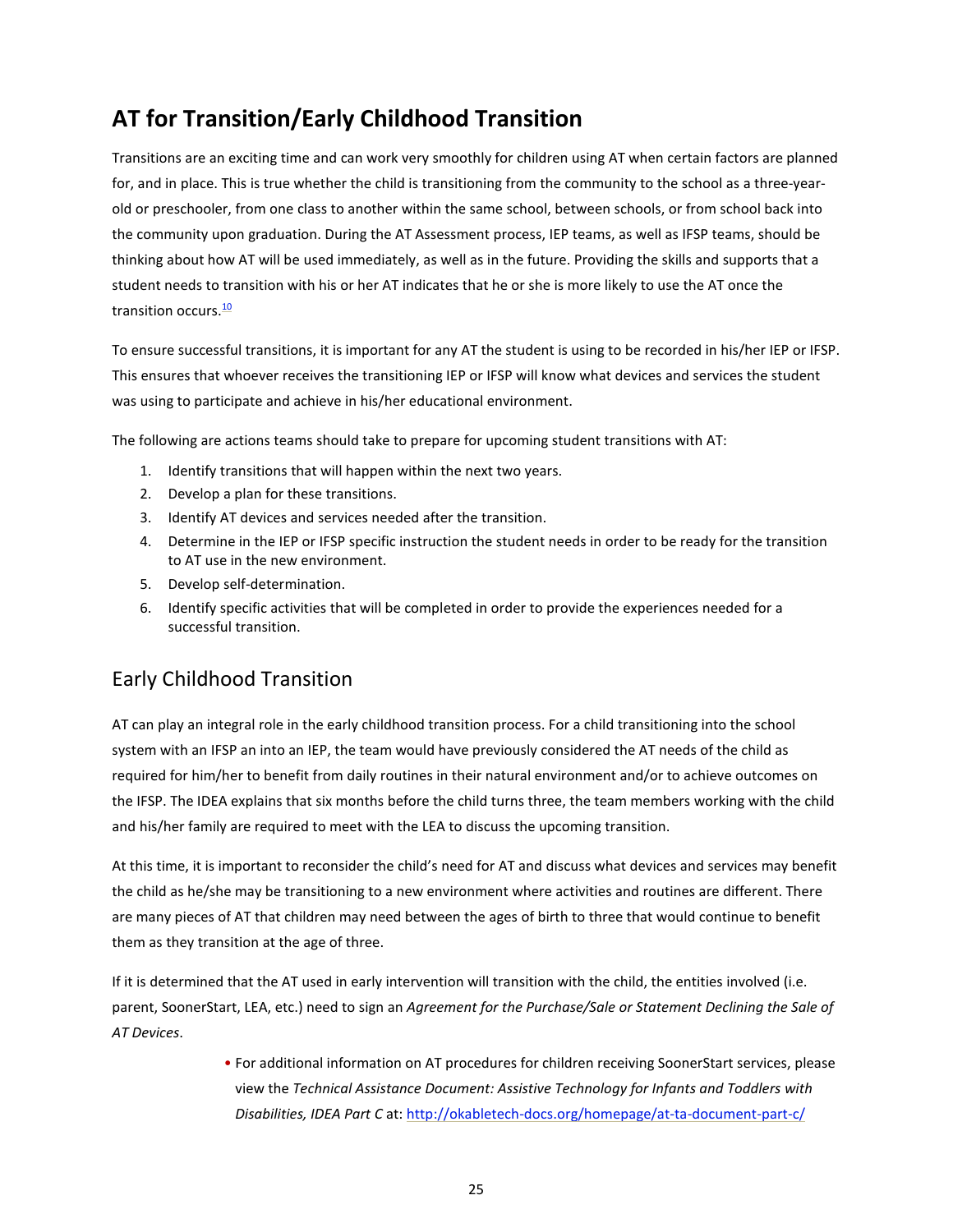# AT for Transition/Early Childhood Transition

Transitions are an exciting time and can work very smoothly for children using AT when certain factors are planned for, and in place. This is true whether the child is transitioning from the community to the school as a three-year-old or preschooler, from one class to another within the same school, between schools, or from school back into the community upon graduation. During the AT Assessment process, IEP teams, as well as IFSP teams, should be thinking about how AT will be used immediately, as well as in the future. Providing the skills and supports that a student needs to transition with his or her AT indicates that he or she is more likely to use the AT once the transition occurs.[10]

To ensure successful transitions, it is important for any AT the student is using to be recorded in his/her IEP or IFSP. This ensures that whoever receives the transitioning IEP or IFSP will know what devices and services the student was using to participate and achieve in his/her educational environment.

The following are actions teams should take to prepare for upcoming student transitions with AT:

1. Identify transitions that will happen within the next two years.
2. Develop a plan for these transitions.
3. Identify AT devices and services needed after the transition.
4. Determine in the IEP or IFSP specific instruction the student needs in order to be ready for the transition to AT use in the new environment.
5. Develop self-determination.
6. Identify specific activities that will be completed in order to provide the experiences needed for a successful transition.

## Early Childhood Transition

AT can play an integral role in the early childhood transition process. For a child transitioning into the school system with an IFSP an into an IEP, the team would have previously considered the AT needs of the child as required for him/her to benefit from daily routines in their natural environment and/or to achieve outcomes on the IFSP. The IDEA explains that six months before the child turns three, the team members working with the child and his/her family are required to meet with the LEA to discuss the upcoming transition.

At this time, it is important to reconsider the child's need for AT and discuss what devices and services may benefit the child as he/she may be transitioning to a new environment where activities and routines are different. There are many pieces of AT that children may need between the ages of birth to three that would continue to benefit them as they transition at the age of three.

If it is determined that the AT used in early intervention will transition with the child, the entities involved (i.e. parent, SoonerStart, LEA, etc.) need to sign an *Agreement for the Purchase/Sale or Statement Declining the Sale of AT Devices*.

- For additional information on AT procedures for children receiving SoonerStart services, please view the *Technical Assistance Document: Assistive Technology for Infants and Toddlers with Disabilities, IDEA Part C* at: http://okabletech-docs.org/homepage/at-ta-document-part-c/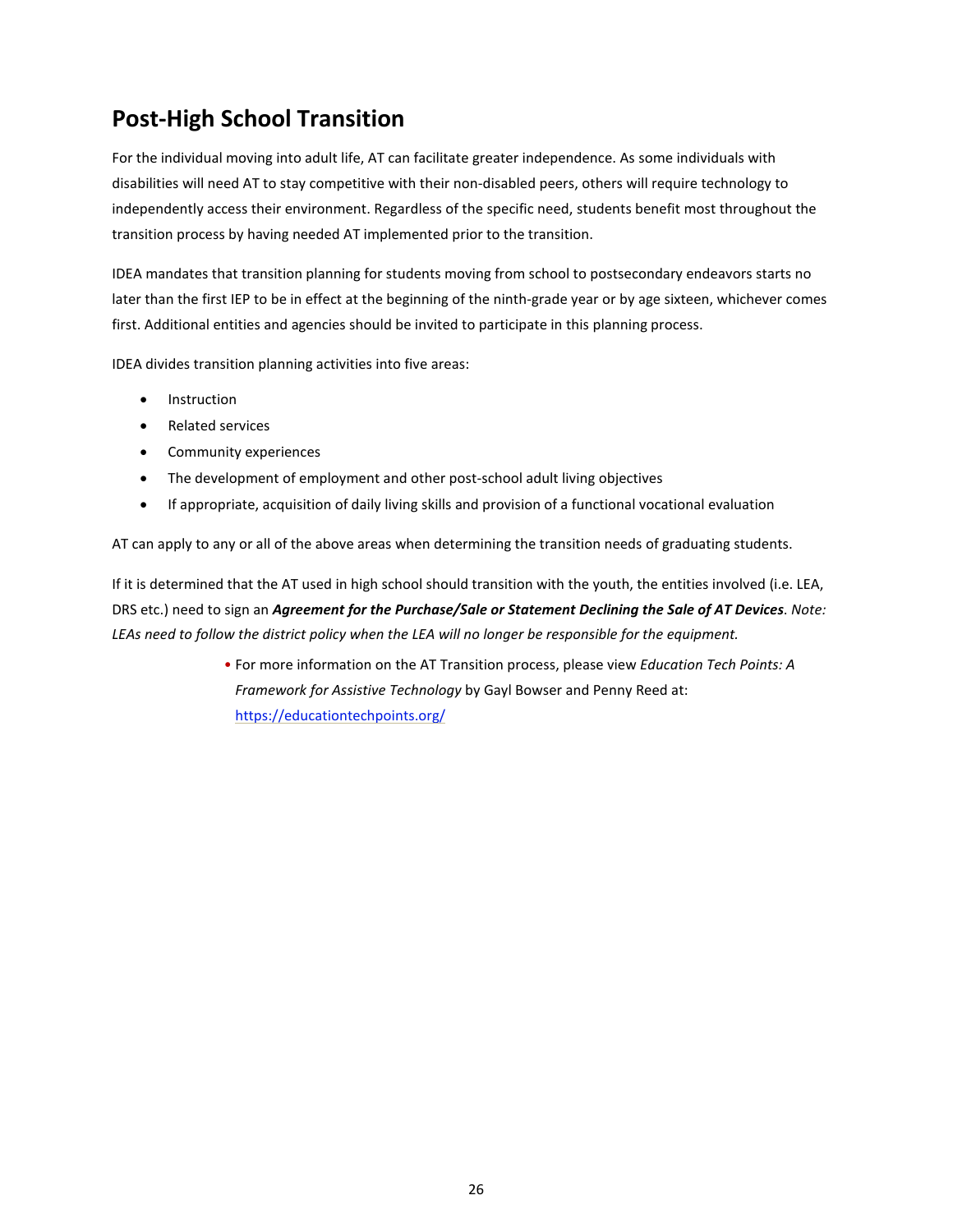## Post-High School Transition

For the individual moving into adult life, AT can facilitate greater independence. As some individuals with disabilities will need AT to stay competitive with their non-disabled peers, others will require technology to independently access their environment. Regardless of the specific need, students benefit most throughout the transition process by having needed AT implemented prior to the transition.

IDEA mandates that transition planning for students moving from school to postsecondary endeavors starts no later than the first IEP to be in effect at the beginning of the ninth-grade year or by age sixteen, whichever comes first. Additional entities and agencies should be invited to participate in this planning process.

IDEA divides transition planning activities into five areas:

- Instruction
- Related services
- Community experiences
- The development of employment and other post-school adult living objectives
- If appropriate, acquisition of daily living skills and provision of a functional vocational evaluation

AT can apply to any or all of the above areas when determining the transition needs of graduating students.

If it is determined that the AT used in high school should transition with the youth, the entities involved (i.e. LEA, DRS etc.) need to sign an ***Agreement for the Purchase/Sale or Statement Declining the Sale of AT Devices***. *Note: LEAs need to follow the district policy when the LEA will no longer be responsible for the equipment.*

- For more information on the AT Transition process, please view *Education Tech Points: A Framework for Assistive Technology* by Gayl Bowser and Penny Reed at: https://educationtechpoints.org/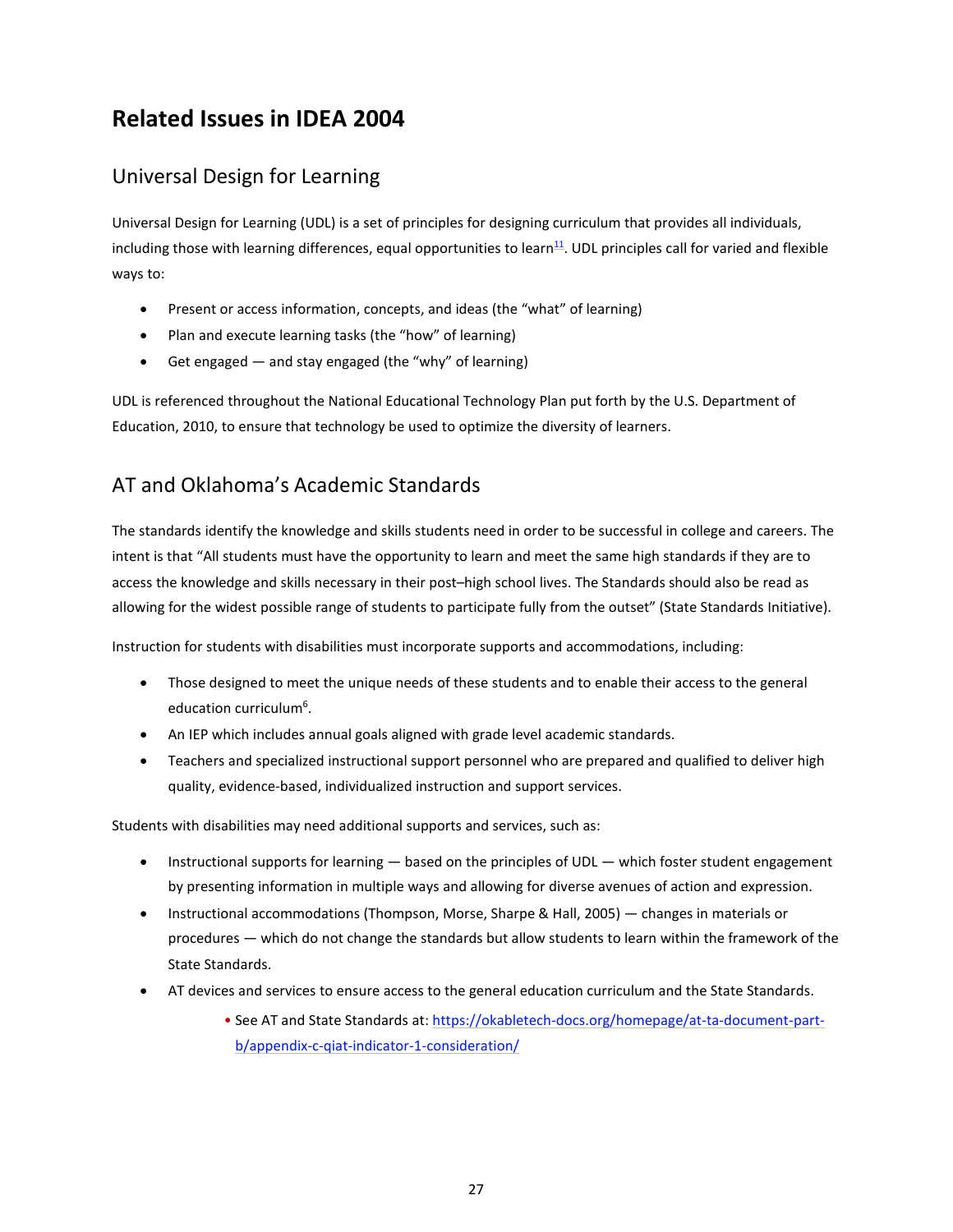# Related Issues in IDEA 2004

## Universal Design for Learning

Universal Design for Learning (UDL) is a set of principles for designing curriculum that provides all individuals, including those with learning differences, equal opportunities to learn[11]. UDL principles call for varied and flexible ways to:

- Present or access information, concepts, and ideas (the "what" of learning)
- Plan and execute learning tasks (the "how" of learning)
- Get engaged — and stay engaged (the "why" of learning)

UDL is referenced throughout the National Educational Technology Plan put forth by the U.S. Department of Education, 2010, to ensure that technology be used to optimize the diversity of learners.

## AT and Oklahoma's Academic Standards

The standards identify the knowledge and skills students need in order to be successful in college and careers. The intent is that "All students must have the opportunity to learn and meet the same high standards if they are to access the knowledge and skills necessary in their post–high school lives. The Standards should also be read as allowing for the widest possible range of students to participate fully from the outset" (State Standards Initiative).

Instruction for students with disabilities must incorporate supports and accommodations, including:

- Those designed to meet the unique needs of these students and to enable their access to the general education curriculum[6].
- An IEP which includes annual goals aligned with grade level academic standards.
- Teachers and specialized instructional support personnel who are prepared and qualified to deliver high quality, evidence-based, individualized instruction and support services.

Students with disabilities may need additional supports and services, such as:

- Instructional supports for learning — based on the principles of UDL — which foster student engagement by presenting information in multiple ways and allowing for diverse avenues of action and expression.
- Instructional accommodations (Thompson, Morse, Sharpe & Hall, 2005) — changes in materials or procedures — which do not change the standards but allow students to learn within the framework of the State Standards.
- AT devices and services to ensure access to the general education curriculum and the State Standards.
  - See AT and State Standards at: https://okabletech-docs.org/homepage/at-ta-document-part-b/appendix-c-qiat-indicator-1-consideration/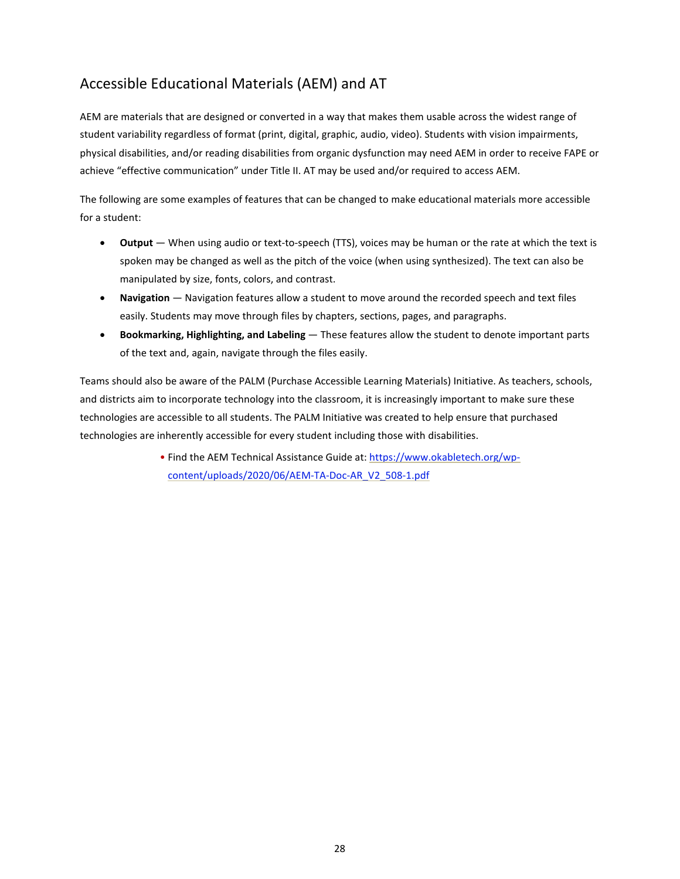## Accessible Educational Materials (AEM) and AT

AEM are materials that are designed or converted in a way that makes them usable across the widest range of student variability regardless of format (print, digital, graphic, audio, video). Students with vision impairments, physical disabilities, and/or reading disabilities from organic dysfunction may need AEM in order to receive FAPE or achieve "effective communication" under Title II. AT may be used and/or required to access AEM.

The following are some examples of features that can be changed to make educational materials more accessible for a student:

- **Output** — When using audio or text-to-speech (TTS), voices may be human or the rate at which the text is spoken may be changed as well as the pitch of the voice (when using synthesized). The text can also be manipulated by size, fonts, colors, and contrast.
- **Navigation** — Navigation features allow a student to move around the recorded speech and text files easily. Students may move through files by chapters, sections, pages, and paragraphs.
- **Bookmarking, Highlighting, and Labeling** — These features allow the student to denote important parts of the text and, again, navigate through the files easily.

Teams should also be aware of the PALM (Purchase Accessible Learning Materials) Initiative. As teachers, schools, and districts aim to incorporate technology into the classroom, it is increasingly important to make sure these technologies are accessible to all students. The PALM Initiative was created to help ensure that purchased technologies are inherently accessible for every student including those with disabilities.

- Find the AEM Technical Assistance Guide at: https://www.okabletech.org/wp-content/uploads/2020/06/AEM-TA-Doc-AR_V2_508-1.pdf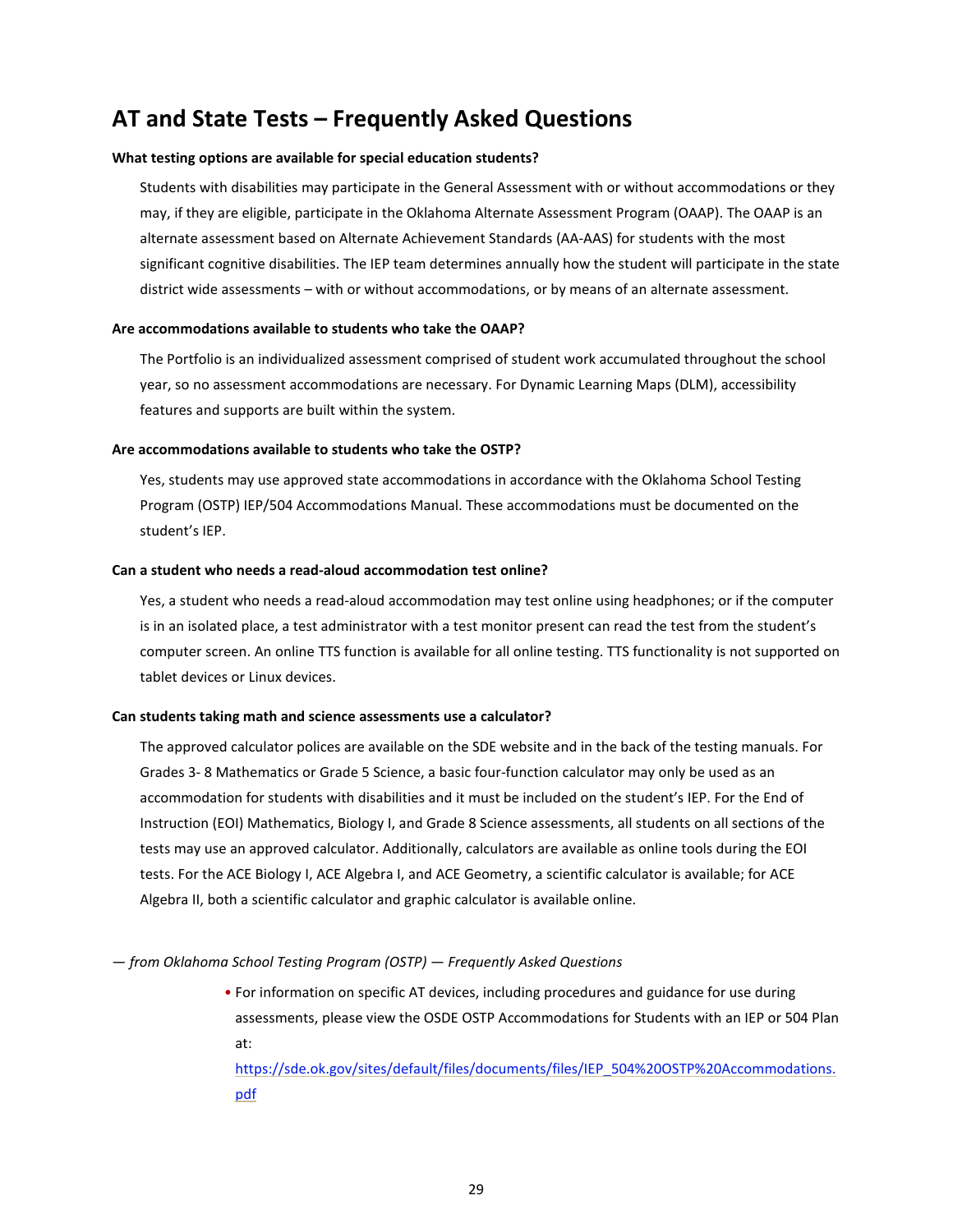## AT and State Tests – Frequently Asked Questions

**What testing options are available for special education students?**

Students with disabilities may participate in the General Assessment with or without accommodations or they may, if they are eligible, participate in the Oklahoma Alternate Assessment Program (OAAP). The OAAP is an alternate assessment based on Alternate Achievement Standards (AA-AAS) for students with the most significant cognitive disabilities. The IEP team determines annually how the student will participate in the state district wide assessments – with or without accommodations, or by means of an alternate assessment.

**Are accommodations available to students who take the OAAP?**

The Portfolio is an individualized assessment comprised of student work accumulated throughout the school year, so no assessment accommodations are necessary. For Dynamic Learning Maps (DLM), accessibility features and supports are built within the system.

**Are accommodations available to students who take the OSTP?**

Yes, students may use approved state accommodations in accordance with the Oklahoma School Testing Program (OSTP) IEP/504 Accommodations Manual. These accommodations must be documented on the student's IEP.

**Can a student who needs a read-aloud accommodation test online?**

Yes, a student who needs a read-aloud accommodation may test online using headphones; or if the computer is in an isolated place, a test administrator with a test monitor present can read the test from the student's computer screen. An online TTS function is available for all online testing. TTS functionality is not supported on tablet devices or Linux devices.

**Can students taking math and science assessments use a calculator?**

The approved calculator polices are available on the SDE website and in the back of the testing manuals. For Grades 3- 8 Mathematics or Grade 5 Science, a basic four-function calculator may only be used as an accommodation for students with disabilities and it must be included on the student's IEP. For the End of Instruction (EOI) Mathematics, Biology I, and Grade 8 Science assessments, all students on all sections of the tests may use an approved calculator. Additionally, calculators are available as online tools during the EOI tests. For the ACE Biology I, ACE Algebra I, and ACE Geometry, a scientific calculator is available; for ACE Algebra II, both a scientific calculator and graphic calculator is available online.

*— from Oklahoma School Testing Program (OSTP) — Frequently Asked Questions*

- For information on specific AT devices, including procedures and guidance for use during assessments, please view the OSDE OSTP Accommodations for Students with an IEP or 504 Plan at: https://sde.ok.gov/sites/default/files/documents/files/IEP_504%20OSTP%20Accommodations.pdf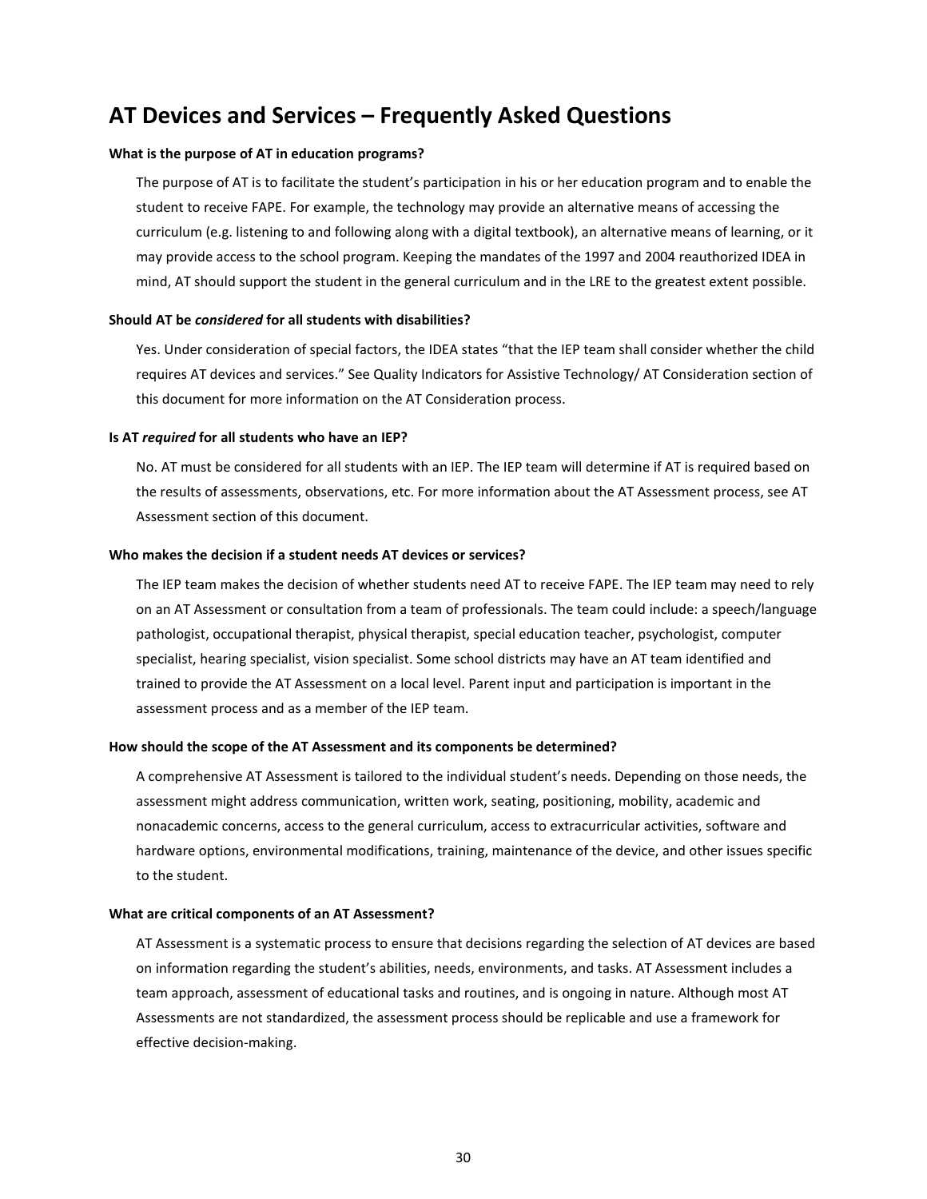## AT Devices and Services – Frequently Asked Questions

**What is the purpose of AT in education programs?**

The purpose of AT is to facilitate the student's participation in his or her education program and to enable the student to receive FAPE. For example, the technology may provide an alternative means of accessing the curriculum (e.g. listening to and following along with a digital textbook), an alternative means of learning, or it may provide access to the school program. Keeping the mandates of the 1997 and 2004 reauthorized IDEA in mind, AT should support the student in the general curriculum and in the LRE to the greatest extent possible.

**Should AT be *considered* for all students with disabilities?**

Yes. Under consideration of special factors, the IDEA states "that the IEP team shall consider whether the child requires AT devices and services." See Quality Indicators for Assistive Technology/ AT Consideration section of this document for more information on the AT Consideration process.

**Is AT *required* for all students who have an IEP?**

No. AT must be considered for all students with an IEP. The IEP team will determine if AT is required based on the results of assessments, observations, etc. For more information about the AT Assessment process, see AT Assessment section of this document.

**Who makes the decision if a student needs AT devices or services?**

The IEP team makes the decision of whether students need AT to receive FAPE. The IEP team may need to rely on an AT Assessment or consultation from a team of professionals. The team could include: a speech/language pathologist, occupational therapist, physical therapist, special education teacher, psychologist, computer specialist, hearing specialist, vision specialist. Some school districts may have an AT team identified and trained to provide the AT Assessment on a local level. Parent input and participation is important in the assessment process and as a member of the IEP team.

**How should the scope of the AT Assessment and its components be determined?**

A comprehensive AT Assessment is tailored to the individual student's needs. Depending on those needs, the assessment might address communication, written work, seating, positioning, mobility, academic and nonacademic concerns, access to the general curriculum, access to extracurricular activities, software and hardware options, environmental modifications, training, maintenance of the device, and other issues specific to the student.

**What are critical components of an AT Assessment?**

AT Assessment is a systematic process to ensure that decisions regarding the selection of AT devices are based on information regarding the student's abilities, needs, environments, and tasks. AT Assessment includes a team approach, assessment of educational tasks and routines, and is ongoing in nature. Although most AT Assessments are not standardized, the assessment process should be replicable and use a framework for effective decision-making.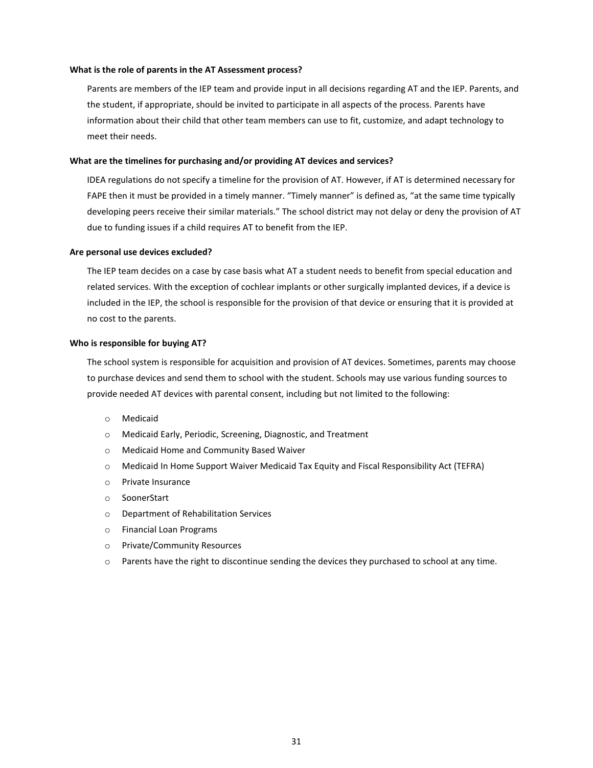**What is the role of parents in the AT Assessment process?**

Parents are members of the IEP team and provide input in all decisions regarding AT and the IEP. Parents, and the student, if appropriate, should be invited to participate in all aspects of the process. Parents have information about their child that other team members can use to fit, customize, and adapt technology to meet their needs.

**What are the timelines for purchasing and/or providing AT devices and services?**

IDEA regulations do not specify a timeline for the provision of AT. However, if AT is determined necessary for FAPE then it must be provided in a timely manner. "Timely manner" is defined as, "at the same time typically developing peers receive their similar materials." The school district may not delay or deny the provision of AT due to funding issues if a child requires AT to benefit from the IEP.

**Are personal use devices excluded?**

The IEP team decides on a case by case basis what AT a student needs to benefit from special education and related services. With the exception of cochlear implants or other surgically implanted devices, if a device is included in the IEP, the school is responsible for the provision of that device or ensuring that it is provided at no cost to the parents.

**Who is responsible for buying AT?**

The school system is responsible for acquisition and provision of AT devices. Sometimes, parents may choose to purchase devices and send them to school with the student. Schools may use various funding sources to provide needed AT devices with parental consent, including but not limited to the following:

- Medicaid
- Medicaid Early, Periodic, Screening, Diagnostic, and Treatment
- Medicaid Home and Community Based Waiver
- Medicaid In Home Support Waiver Medicaid Tax Equity and Fiscal Responsibility Act (TEFRA)
- Private Insurance
- SoonerStart
- Department of Rehabilitation Services
- Financial Loan Programs
- Private/Community Resources
- Parents have the right to discontinue sending the devices they purchased to school at any time.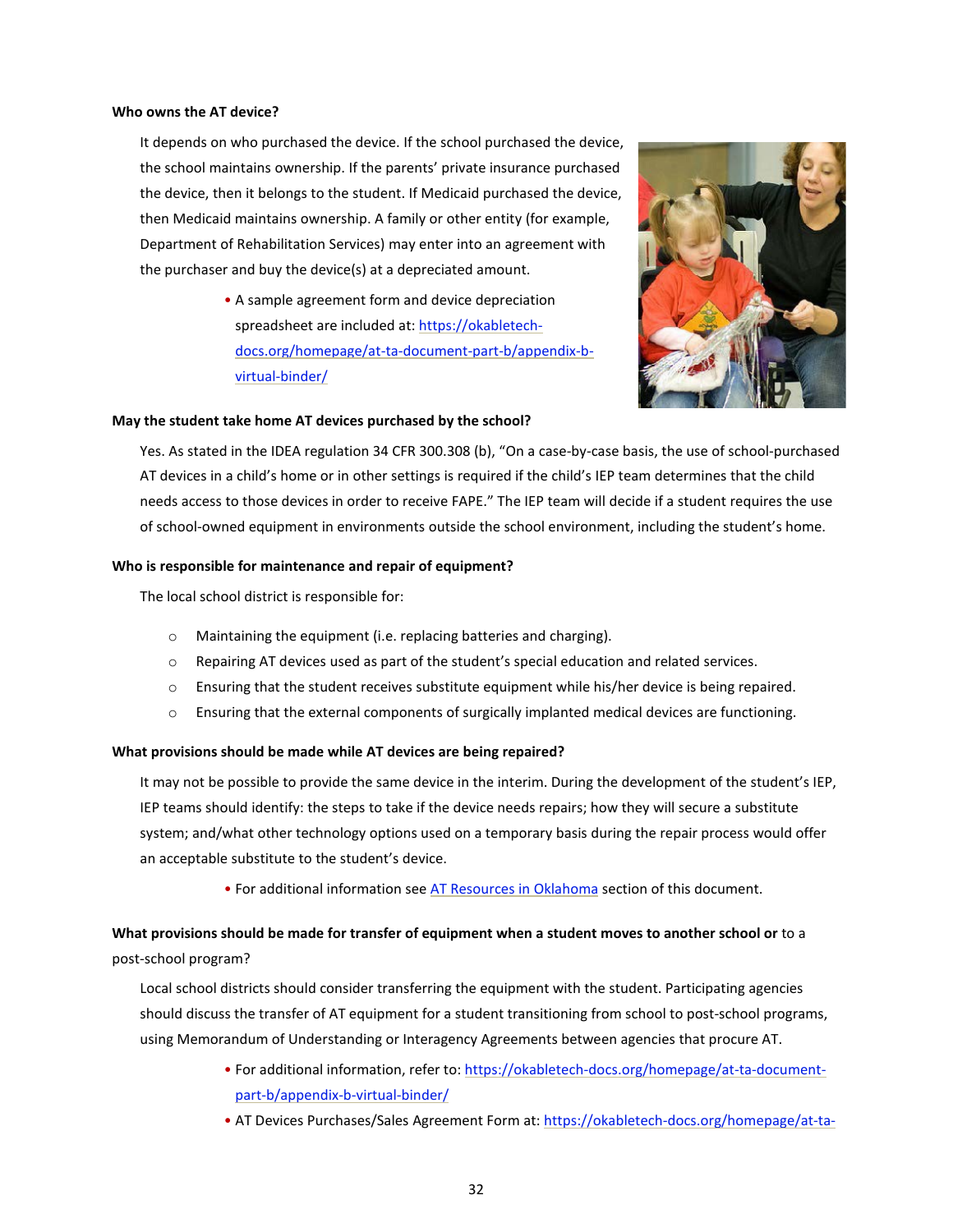**Who owns the AT device?**

It depends on who purchased the device. If the school purchased the device, the school maintains ownership. If the parents' private insurance purchased the device, then it belongs to the student. If Medicaid purchased the device, then Medicaid maintains ownership. A family or other entity (for example, Department of Rehabilitation Services) may enter into an agreement with the purchaser and buy the device(s) at a depreciated amount.

- A sample agreement form and device depreciation spreadsheet are included at: https://okabletech-docs.org/homepage/at-ta-document-part-b/appendix-b-virtual-binder/

**May the student take home AT devices purchased by the school?**

Yes. As stated in the IDEA regulation 34 CFR 300.308 (b), "On a case-by-case basis, the use of school-purchased AT devices in a child's home or in other settings is required if the child's IEP team determines that the child needs access to those devices in order to receive FAPE." The IEP team will decide if a student requires the use of school-owned equipment in environments outside the school environment, including the student's home.

**Who is responsible for maintenance and repair of equipment?**

The local school district is responsible for:

- Maintaining the equipment (i.e. replacing batteries and charging).
- Repairing AT devices used as part of the student's special education and related services.
- Ensuring that the student receives substitute equipment while his/her device is being repaired.
- Ensuring that the external components of surgically implanted medical devices are functioning.

**What provisions should be made while AT devices are being repaired?**

It may not be possible to provide the same device in the interim. During the development of the student's IEP, IEP teams should identify: the steps to take if the device needs repairs; how they will secure a substitute system; and/what other technology options used on a temporary basis during the repair process would offer an acceptable substitute to the student's device.

- For additional information see AT Resources in Oklahoma section of this document.

**What provisions should be made for transfer of equipment when a student moves to another school or** to a post-school program?

Local school districts should consider transferring the equipment with the student. Participating agencies should discuss the transfer of AT equipment for a student transitioning from school to post-school programs, using Memorandum of Understanding or Interagency Agreements between agencies that procure AT.

- For additional information, refer to: https://okabletech-docs.org/homepage/at-ta-document-part-b/appendix-b-virtual-binder/
- AT Devices Purchases/Sales Agreement Form at: https://okabletech-docs.org/homepage/at-ta-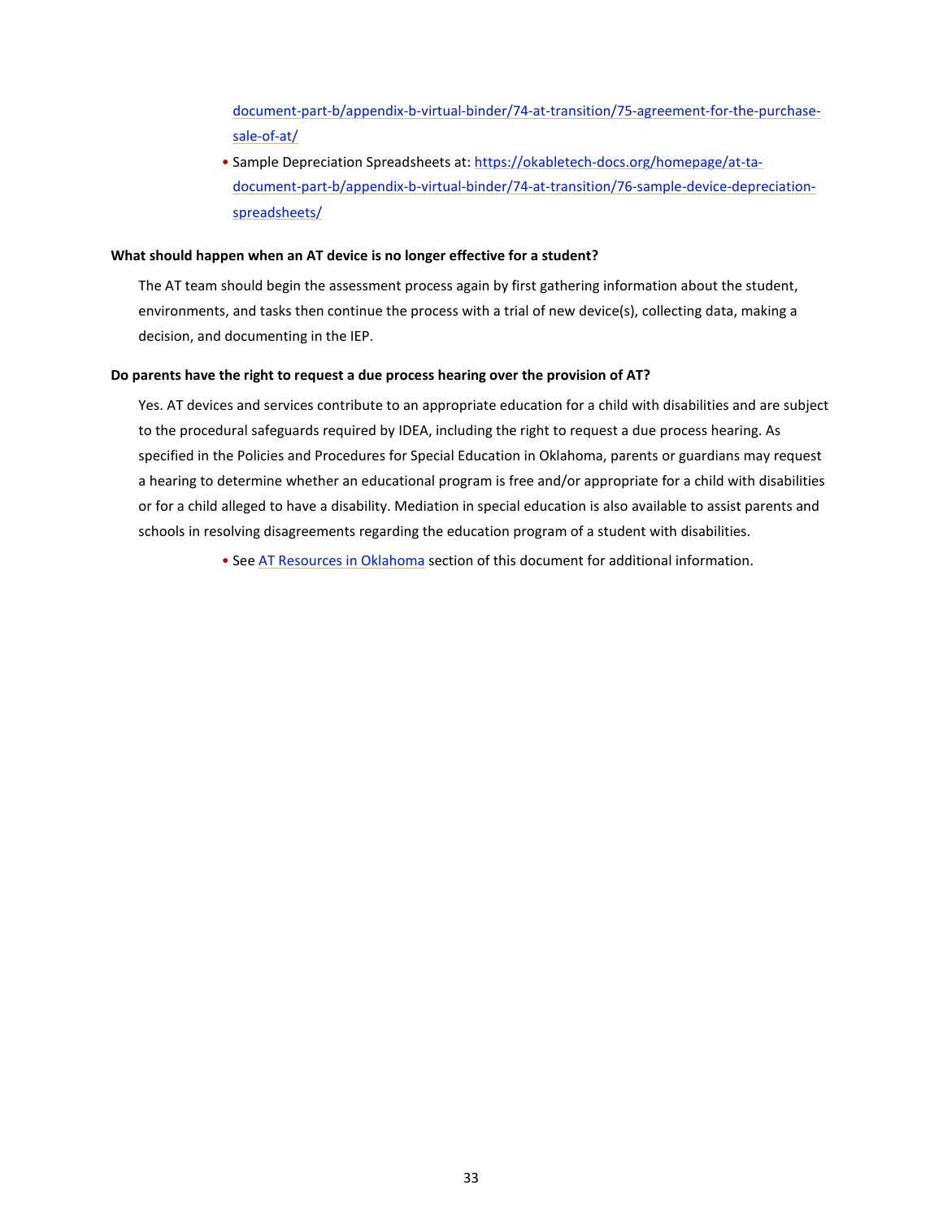document-part-b/appendix-b-virtual-binder/74-at-transition/75-agreement-for-the-purchase-sale-of-at/

- Sample Depreciation Spreadsheets at: https://okabletech-docs.org/homepage/at-ta-document-part-b/appendix-b-virtual-binder/74-at-transition/76-sample-device-depreciation-spreadsheets/

**What should happen when an AT device is no longer effective for a student?**

The AT team should begin the assessment process again by first gathering information about the student, environments, and tasks then continue the process with a trial of new device(s), collecting data, making a decision, and documenting in the IEP.

**Do parents have the right to request a due process hearing over the provision of AT?**

Yes. AT devices and services contribute to an appropriate education for a child with disabilities and are subject to the procedural safeguards required by IDEA, including the right to request a due process hearing. As specified in the Policies and Procedures for Special Education in Oklahoma, parents or guardians may request a hearing to determine whether an educational program is free and/or appropriate for a child with disabilities or for a child alleged to have a disability. Mediation in special education is also available to assist parents and schools in resolving disagreements regarding the education program of a student with disabilities.

- See AT Resources in Oklahoma section of this document for additional information.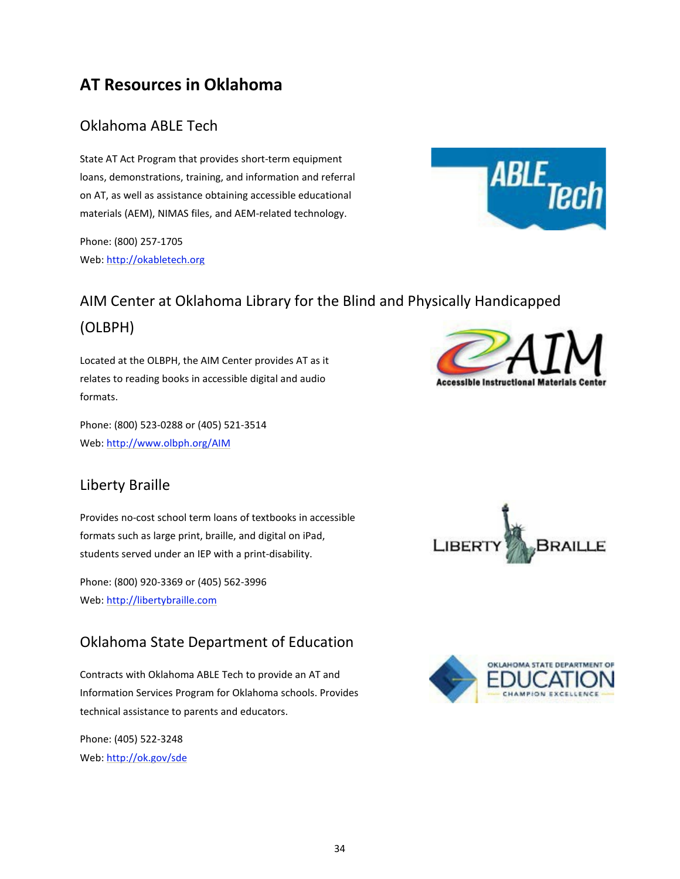## AT Resources in Oklahoma

### Oklahoma ABLE Tech

State AT Act Program that provides short-term equipment loans, demonstrations, training, and information and referral on AT, as well as assistance obtaining accessible educational materials (AEM), NIMAS files, and AEM-related technology.

Phone: (800) 257-1705
Web: http://okabletech.org

### AIM Center at Oklahoma Library for the Blind and Physically Handicapped (OLBPH)

Located at the OLBPH, the AIM Center provides AT as it relates to reading books in accessible digital and audio formats.

Phone: (800) 523-0288 or (405) 521-3514
Web: http://www.olbph.org/AIM

### Liberty Braille

Provides no-cost school term loans of textbooks in accessible formats such as large print, braille, and digital on iPad, students served under an IEP with a print-disability.

Phone: (800) 920-3369 or (405) 562-3996
Web: http://libertybraille.com

### Oklahoma State Department of Education

Contracts with Oklahoma ABLE Tech to provide an AT and Information Services Program for Oklahoma schools. Provides technical assistance to parents and educators.

Phone: (405) 522-3248
Web: http://ok.gov/sde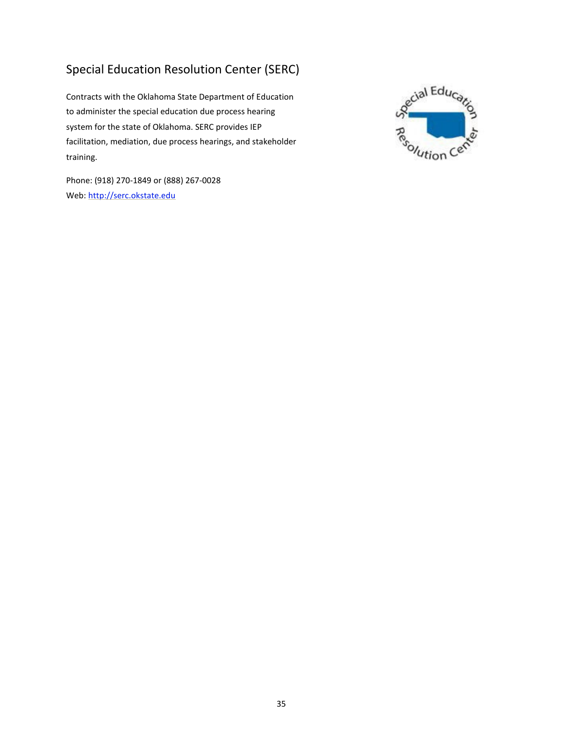## Special Education Resolution Center (SERC)

Contracts with the Oklahoma State Department of Education to administer the special education due process hearing system for the state of Oklahoma. SERC provides IEP facilitation, mediation, due process hearings, and stakeholder training.

Phone: (918) 270-1849 or (888) 267-0028
Web: http://serc.okstate.edu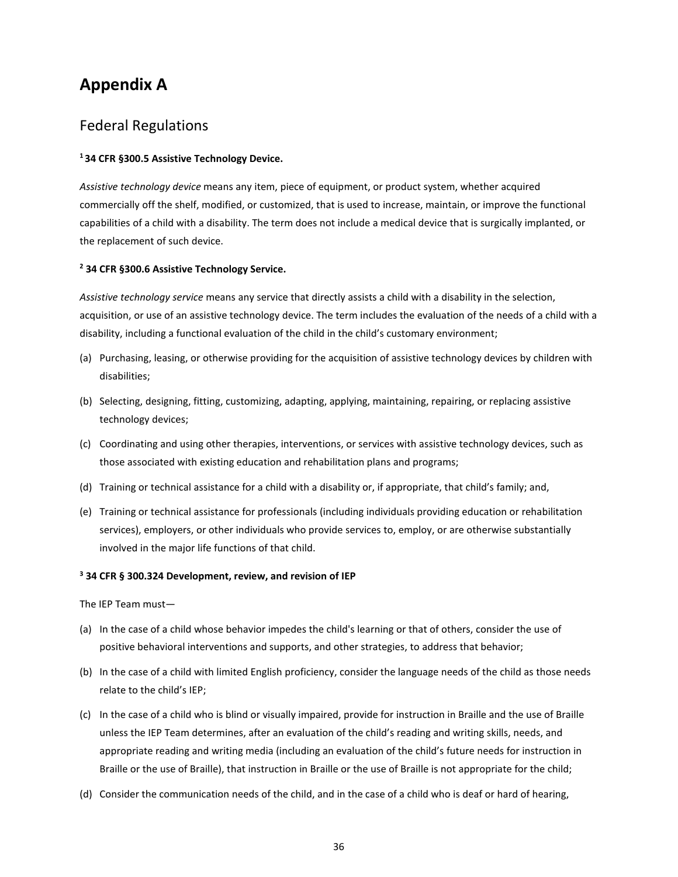# Appendix A

## Federal Regulations

**[1] 34 CFR §300.5 Assistive Technology Device.**

*Assistive technology device* means any item, piece of equipment, or product system, whether acquired commercially off the shelf, modified, or customized, that is used to increase, maintain, or improve the functional capabilities of a child with a disability. The term does not include a medical device that is surgically implanted, or the replacement of such device.

**[2] 34 CFR §300.6 Assistive Technology Service.**

*Assistive technology service* means any service that directly assists a child with a disability in the selection, acquisition, or use of an assistive technology device. The term includes the evaluation of the needs of a child with a disability, including a functional evaluation of the child in the child's customary environment;

(a) Purchasing, leasing, or otherwise providing for the acquisition of assistive technology devices by children with disabilities;

(b) Selecting, designing, fitting, customizing, adapting, applying, maintaining, repairing, or replacing assistive technology devices;

(c) Coordinating and using other therapies, interventions, or services with assistive technology devices, such as those associated with existing education and rehabilitation plans and programs;

(d) Training or technical assistance for a child with a disability or, if appropriate, that child's family; and,

(e) Training or technical assistance for professionals (including individuals providing education or rehabilitation services), employers, or other individuals who provide services to, employ, or are otherwise substantially involved in the major life functions of that child.

**[3] 34 CFR § 300.324 Development, review, and revision of IEP**

The IEP Team must—

(a) In the case of a child whose behavior impedes the child's learning or that of others, consider the use of positive behavioral interventions and supports, and other strategies, to address that behavior;

(b) In the case of a child with limited English proficiency, consider the language needs of the child as those needs relate to the child's IEP;

(c) In the case of a child who is blind or visually impaired, provide for instruction in Braille and the use of Braille unless the IEP Team determines, after an evaluation of the child's reading and writing skills, needs, and appropriate reading and writing media (including an evaluation of the child's future needs for instruction in Braille or the use of Braille), that instruction in Braille or the use of Braille is not appropriate for the child;

(d) Consider the communication needs of the child, and in the case of a child who is deaf or hard of hearing,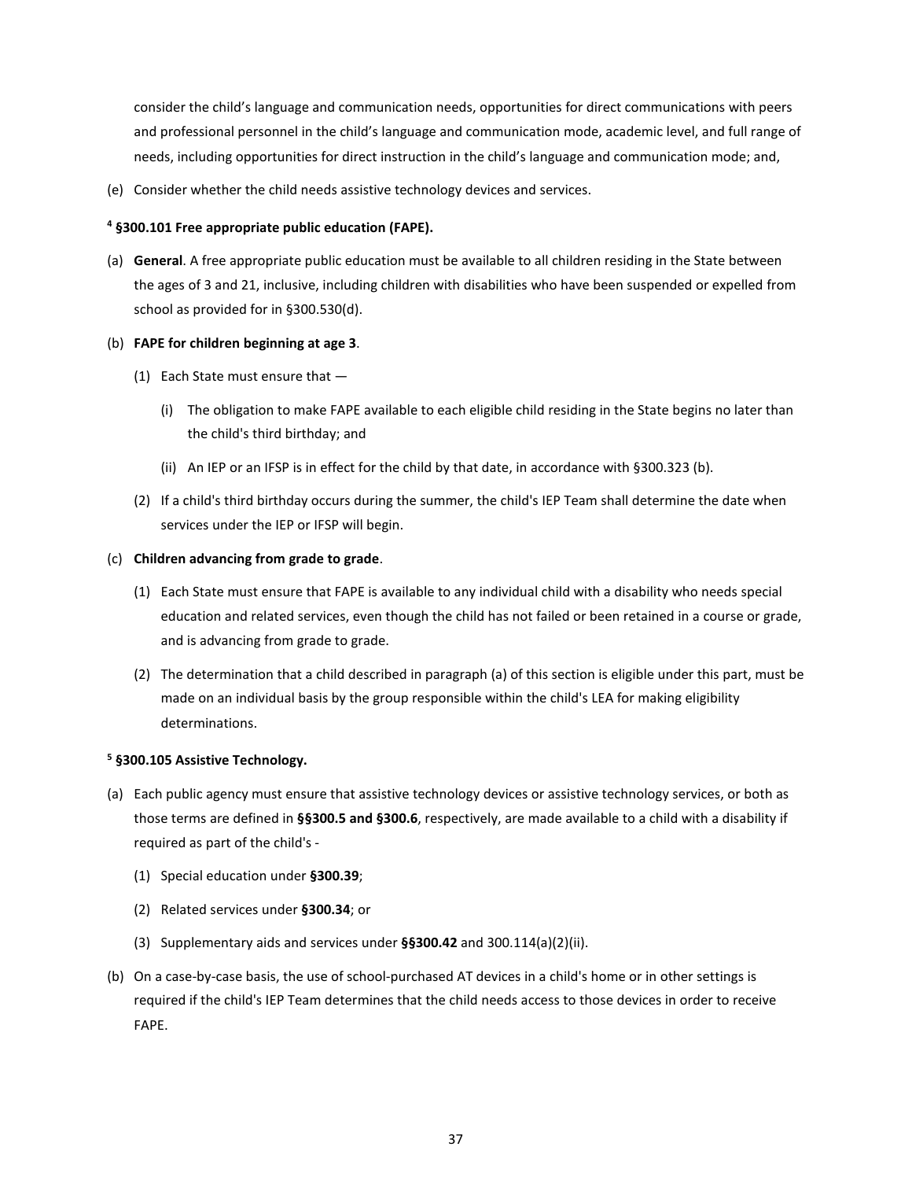consider the child's language and communication needs, opportunities for direct communications with peers and professional personnel in the child's language and communication mode, academic level, and full range of needs, including opportunities for direct instruction in the child's language and communication mode; and,

(e) Consider whether the child needs assistive technology devices and services.

**[4] §300.101 Free appropriate public education (FAPE).**

(a) **General**. A free appropriate public education must be available to all children residing in the State between the ages of 3 and 21, inclusive, including children with disabilities who have been suspended or expelled from school as provided for in §300.530(d).

(b) **FAPE for children beginning at age 3**.

  (1) Each State must ensure that —

    (i) The obligation to make FAPE available to each eligible child residing in the State begins no later than the child's third birthday; and

    (ii) An IEP or an IFSP is in effect for the child by that date, in accordance with §300.323 (b).

  (2) If a child's third birthday occurs during the summer, the child's IEP Team shall determine the date when services under the IEP or IFSP will begin.

(c) **Children advancing from grade to grade**.

  (1) Each State must ensure that FAPE is available to any individual child with a disability who needs special education and related services, even though the child has not failed or been retained in a course or grade, and is advancing from grade to grade.

  (2) The determination that a child described in paragraph (a) of this section is eligible under this part, must be made on an individual basis by the group responsible within the child's LEA for making eligibility determinations.

**[5] §300.105 Assistive Technology.**

(a) Each public agency must ensure that assistive technology devices or assistive technology services, or both as those terms are defined in **§§300.5 and §300.6**, respectively, are made available to a child with a disability if required as part of the child's -

  (1) Special education under **§300.39**;

  (2) Related services under **§300.34**; or

  (3) Supplementary aids and services under **§§300.42** and 300.114(a)(2)(ii).

(b) On a case-by-case basis, the use of school-purchased AT devices in a child's home or in other settings is required if the child's IEP Team determines that the child needs access to those devices in order to receive FAPE.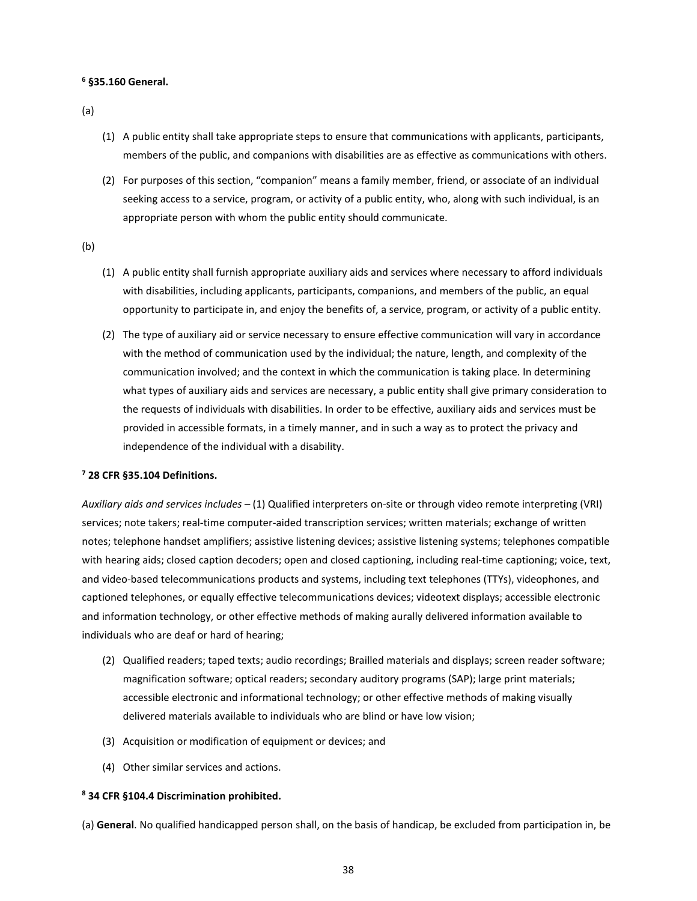**[6] §35.160 General.**

(a)

(1) A public entity shall take appropriate steps to ensure that communications with applicants, participants, members of the public, and companions with disabilities are as effective as communications with others.

(2) For purposes of this section, "companion" means a family member, friend, or associate of an individual seeking access to a service, program, or activity of a public entity, who, along with such individual, is an appropriate person with whom the public entity should communicate.

(b)

(1) A public entity shall furnish appropriate auxiliary aids and services where necessary to afford individuals with disabilities, including applicants, participants, companions, and members of the public, an equal opportunity to participate in, and enjoy the benefits of, a service, program, or activity of a public entity.

(2) The type of auxiliary aid or service necessary to ensure effective communication will vary in accordance with the method of communication used by the individual; the nature, length, and complexity of the communication involved; and the context in which the communication is taking place. In determining what types of auxiliary aids and services are necessary, a public entity shall give primary consideration to the requests of individuals with disabilities. In order to be effective, auxiliary aids and services must be provided in accessible formats, in a timely manner, and in such a way as to protect the privacy and independence of the individual with a disability.

**[7] 28 CFR §35.104 Definitions.**

*Auxiliary aids and services includes* – (1) Qualified interpreters on-site or through video remote interpreting (VRI) services; note takers; real-time computer-aided transcription services; written materials; exchange of written notes; telephone handset amplifiers; assistive listening devices; assistive listening systems; telephones compatible with hearing aids; closed caption decoders; open and closed captioning, including real-time captioning; voice, text, and video-based telecommunications products and systems, including text telephones (TTYs), videophones, and captioned telephones, or equally effective telecommunications devices; videotext displays; accessible electronic and information technology, or other effective methods of making aurally delivered information available to individuals who are deaf or hard of hearing;

(2) Qualified readers; taped texts; audio recordings; Brailled materials and displays; screen reader software; magnification software; optical readers; secondary auditory programs (SAP); large print materials; accessible electronic and informational technology; or other effective methods of making visually delivered materials available to individuals who are blind or have low vision;

(3) Acquisition or modification of equipment or devices; and

(4) Other similar services and actions.

**[8] 34 CFR §104.4 Discrimination prohibited.**

(a) **General**. No qualified handicapped person shall, on the basis of handicap, be excluded from participation in, be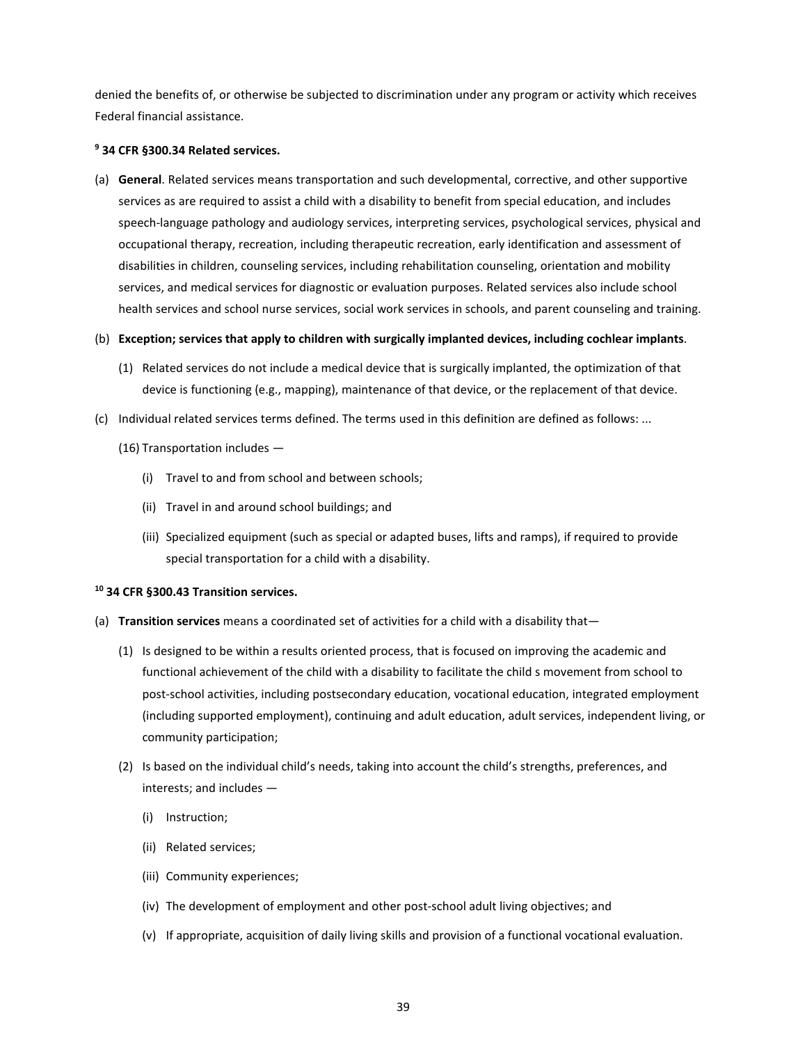denied the benefits of, or otherwise be subjected to discrimination under any program or activity which receives Federal financial assistance.

**[9] 34 CFR §300.34 Related services.**

(a) **General**. Related services means transportation and such developmental, corrective, and other supportive services as are required to assist a child with a disability to benefit from special education, and includes speech-language pathology and audiology services, interpreting services, psychological services, physical and occupational therapy, recreation, including therapeutic recreation, early identification and assessment of disabilities in children, counseling services, including rehabilitation counseling, orientation and mobility services, and medical services for diagnostic or evaluation purposes. Related services also include school health services and school nurse services, social work services in schools, and parent counseling and training.

(b) **Exception; services that apply to children with surgically implanted devices, including cochlear implants**.

(1) Related services do not include a medical device that is surgically implanted, the optimization of that device is functioning (e.g., mapping), maintenance of that device, or the replacement of that device.

(c) Individual related services terms defined. The terms used in this definition are defined as follows: ...

(16) Transportation includes —

(i) Travel to and from school and between schools;

(ii) Travel in and around school buildings; and

(iii) Specialized equipment (such as special or adapted buses, lifts and ramps), if required to provide special transportation for a child with a disability.

**[10] 34 CFR §300.43 Transition services.**

(a) **Transition services** means a coordinated set of activities for a child with a disability that—

(1) Is designed to be within a results oriented process, that is focused on improving the academic and functional achievement of the child with a disability to facilitate the child s movement from school to post-school activities, including postsecondary education, vocational education, integrated employment (including supported employment), continuing and adult education, adult services, independent living, or community participation;

(2) Is based on the individual child's needs, taking into account the child's strengths, preferences, and interests; and includes —

(i) Instruction;

(ii) Related services;

(iii) Community experiences;

(iv) The development of employment and other post-school adult living objectives; and

(v) If appropriate, acquisition of daily living skills and provision of a functional vocational evaluation.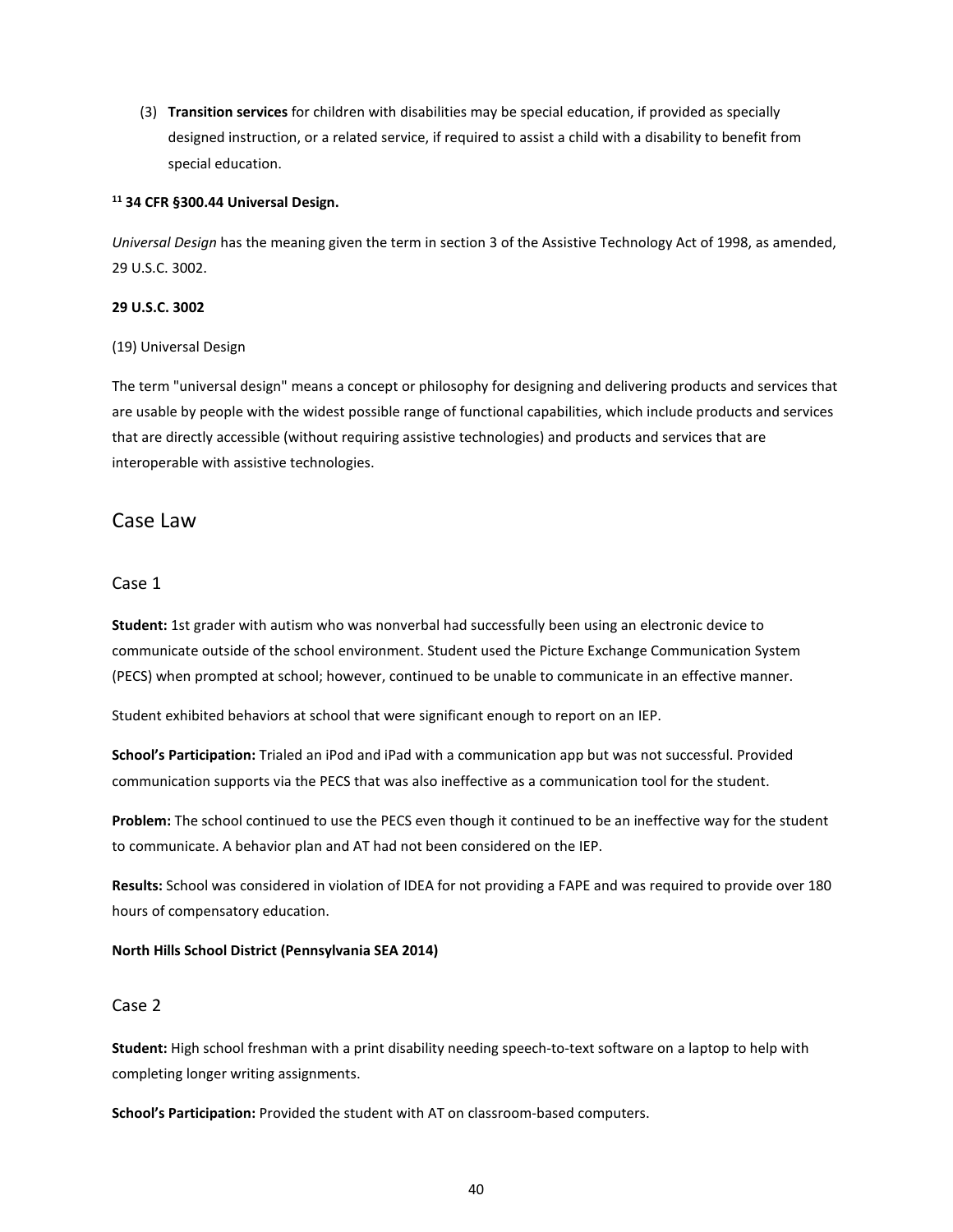(3) **Transition services** for children with disabilities may be special education, if provided as specially designed instruction, or a related service, if required to assist a child with a disability to benefit from special education.

**[11] 34 CFR §300.44 Universal Design.**

*Universal Design* has the meaning given the term in section 3 of the Assistive Technology Act of 1998, as amended, 29 U.S.C. 3002.

**29 U.S.C. 3002**

(19) Universal Design

The term "universal design" means a concept or philosophy for designing and delivering products and services that are usable by people with the widest possible range of functional capabilities, which include products and services that are directly accessible (without requiring assistive technologies) and products and services that are interoperable with assistive technologies.

## Case Law

### Case 1

**Student:** 1st grader with autism who was nonverbal had successfully been using an electronic device to communicate outside of the school environment. Student used the Picture Exchange Communication System (PECS) when prompted at school; however, continued to be unable to communicate in an effective manner.

Student exhibited behaviors at school that were significant enough to report on an IEP.

**School's Participation:** Trialed an iPod and iPad with a communication app but was not successful. Provided communication supports via the PECS that was also ineffective as a communication tool for the student.

**Problem:** The school continued to use the PECS even though it continued to be an ineffective way for the student to communicate. A behavior plan and AT had not been considered on the IEP.

**Results:** School was considered in violation of IDEA for not providing a FAPE and was required to provide over 180 hours of compensatory education.

**North Hills School District (Pennsylvania SEA 2014)**

### Case 2

**Student:** High school freshman with a print disability needing speech-to-text software on a laptop to help with completing longer writing assignments.

**School's Participation:** Provided the student with AT on classroom-based computers.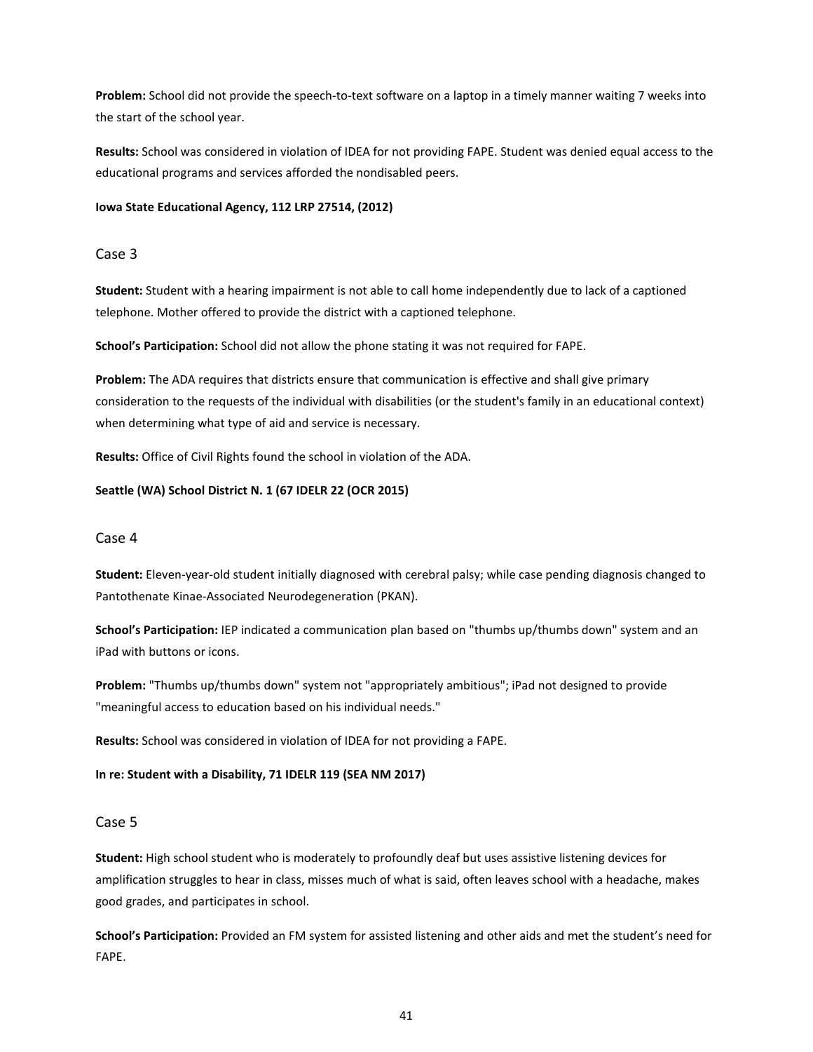**Problem:** School did not provide the speech-to-text software on a laptop in a timely manner waiting 7 weeks into the start of the school year.

**Results:** School was considered in violation of IDEA for not providing FAPE. Student was denied equal access to the educational programs and services afforded the nondisabled peers.

**Iowa State Educational Agency, 112 LRP 27514, (2012)**

## Case 3

**Student:** Student with a hearing impairment is not able to call home independently due to lack of a captioned telephone. Mother offered to provide the district with a captioned telephone.

**School's Participation:** School did not allow the phone stating it was not required for FAPE.

**Problem:** The ADA requires that districts ensure that communication is effective and shall give primary consideration to the requests of the individual with disabilities (or the student's family in an educational context) when determining what type of aid and service is necessary.

**Results:** Office of Civil Rights found the school in violation of the ADA.

**Seattle (WA) School District N. 1 (67 IDELR 22 (OCR 2015)**

## Case 4

**Student:** Eleven-year-old student initially diagnosed with cerebral palsy; while case pending diagnosis changed to Pantothenate Kinae-Associated Neurodegeneration (PKAN).

**School's Participation:** IEP indicated a communication plan based on "thumbs up/thumbs down" system and an iPad with buttons or icons.

**Problem:** "Thumbs up/thumbs down" system not "appropriately ambitious"; iPad not designed to provide "meaningful access to education based on his individual needs."

**Results:** School was considered in violation of IDEA for not providing a FAPE.

**In re: Student with a Disability, 71 IDELR 119 (SEA NM 2017)**

## Case 5

**Student:** High school student who is moderately to profoundly deaf but uses assistive listening devices for amplification struggles to hear in class, misses much of what is said, often leaves school with a headache, makes good grades, and participates in school.

**School's Participation:** Provided an FM system for assisted listening and other aids and met the student's need for FAPE.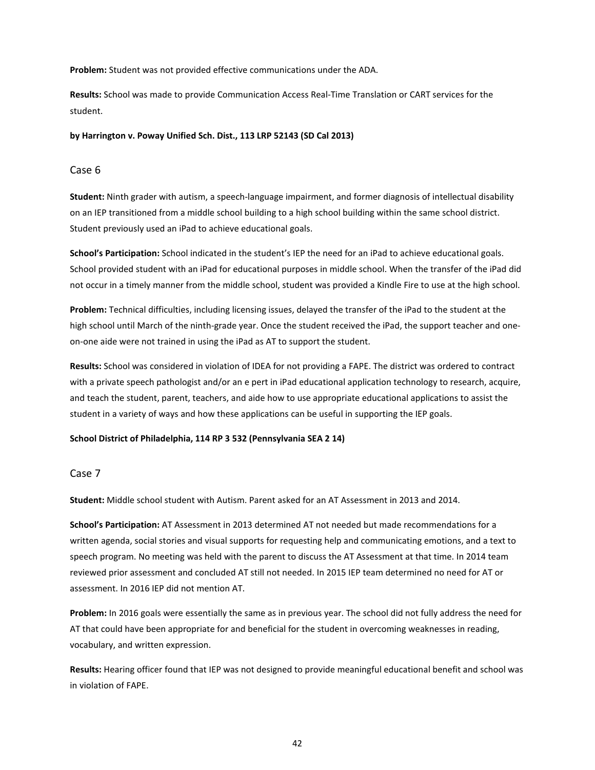**Problem:** Student was not provided effective communications under the ADA.

**Results:** School was made to provide Communication Access Real-Time Translation or CART services for the student.

**by Harrington v. Poway Unified Sch. Dist., 113 LRP 52143 (SD Cal 2013)**

## Case 6

**Student:** Ninth grader with autism, a speech-language impairment, and former diagnosis of intellectual disability on an IEP transitioned from a middle school building to a high school building within the same school district. Student previously used an iPad to achieve educational goals.

**School's Participation:** School indicated in the student's IEP the need for an iPad to achieve educational goals. School provided student with an iPad for educational purposes in middle school. When the transfer of the iPad did not occur in a timely manner from the middle school, student was provided a Kindle Fire to use at the high school.

**Problem:** Technical difficulties, including licensing issues, delayed the transfer of the iPad to the student at the high school until March of the ninth-grade year. Once the student received the iPad, the support teacher and one-on-one aide were not trained in using the iPad as AT to support the student.

**Results:** School was considered in violation of IDEA for not providing a FAPE. The district was ordered to contract with a private speech pathologist and/or an e pert in iPad educational application technology to research, acquire, and teach the student, parent, teachers, and aide how to use appropriate educational applications to assist the student in a variety of ways and how these applications can be useful in supporting the IEP goals.

**School District of Philadelphia, 114 RP 3 532 (Pennsylvania SEA 2 14)**

## Case 7

**Student:** Middle school student with Autism. Parent asked for an AT Assessment in 2013 and 2014.

**School's Participation:** AT Assessment in 2013 determined AT not needed but made recommendations for a written agenda, social stories and visual supports for requesting help and communicating emotions, and a text to speech program. No meeting was held with the parent to discuss the AT Assessment at that time. In 2014 team reviewed prior assessment and concluded AT still not needed. In 2015 IEP team determined no need for AT or assessment. In 2016 IEP did not mention AT.

**Problem:** In 2016 goals were essentially the same as in previous year. The school did not fully address the need for AT that could have been appropriate for and beneficial for the student in overcoming weaknesses in reading, vocabulary, and written expression.

**Results:** Hearing officer found that IEP was not designed to provide meaningful educational benefit and school was in violation of FAPE.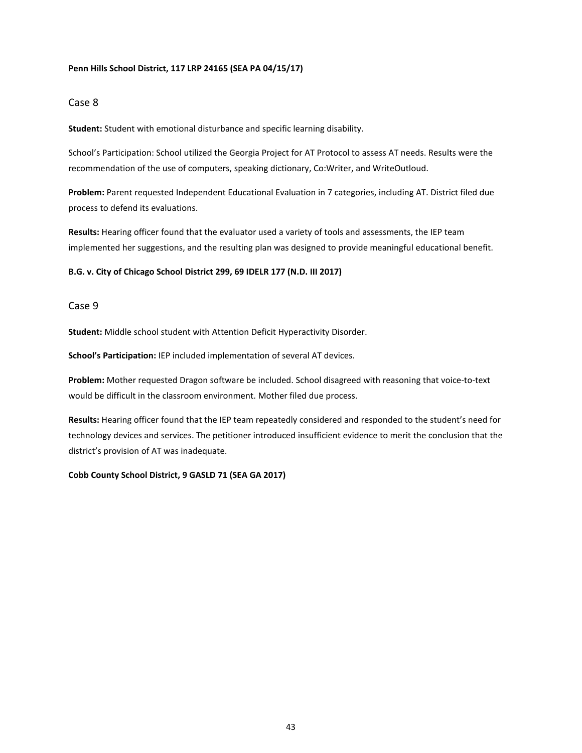**Penn Hills School District, 117 LRP 24165 (SEA PA 04/15/17)**

## Case 8

**Student:** Student with emotional disturbance and specific learning disability.

School's Participation: School utilized the Georgia Project for AT Protocol to assess AT needs. Results were the recommendation of the use of computers, speaking dictionary, Co:Writer, and WriteOutloud.

**Problem:** Parent requested Independent Educational Evaluation in 7 categories, including AT. District filed due process to defend its evaluations.

**Results:** Hearing officer found that the evaluator used a variety of tools and assessments, the IEP team implemented her suggestions, and the resulting plan was designed to provide meaningful educational benefit.

**B.G. v. City of Chicago School District 299, 69 IDELR 177 (N.D. Ill 2017)**

## Case 9

**Student:** Middle school student with Attention Deficit Hyperactivity Disorder.

**School's Participation:** IEP included implementation of several AT devices.

**Problem:** Mother requested Dragon software be included. School disagreed with reasoning that voice-to-text would be difficult in the classroom environment. Mother filed due process.

**Results:** Hearing officer found that the IEP team repeatedly considered and responded to the student's need for technology devices and services. The petitioner introduced insufficient evidence to merit the conclusion that the district's provision of AT was inadequate.

**Cobb County School District, 9 GASLD 71 (SEA GA 2017)**